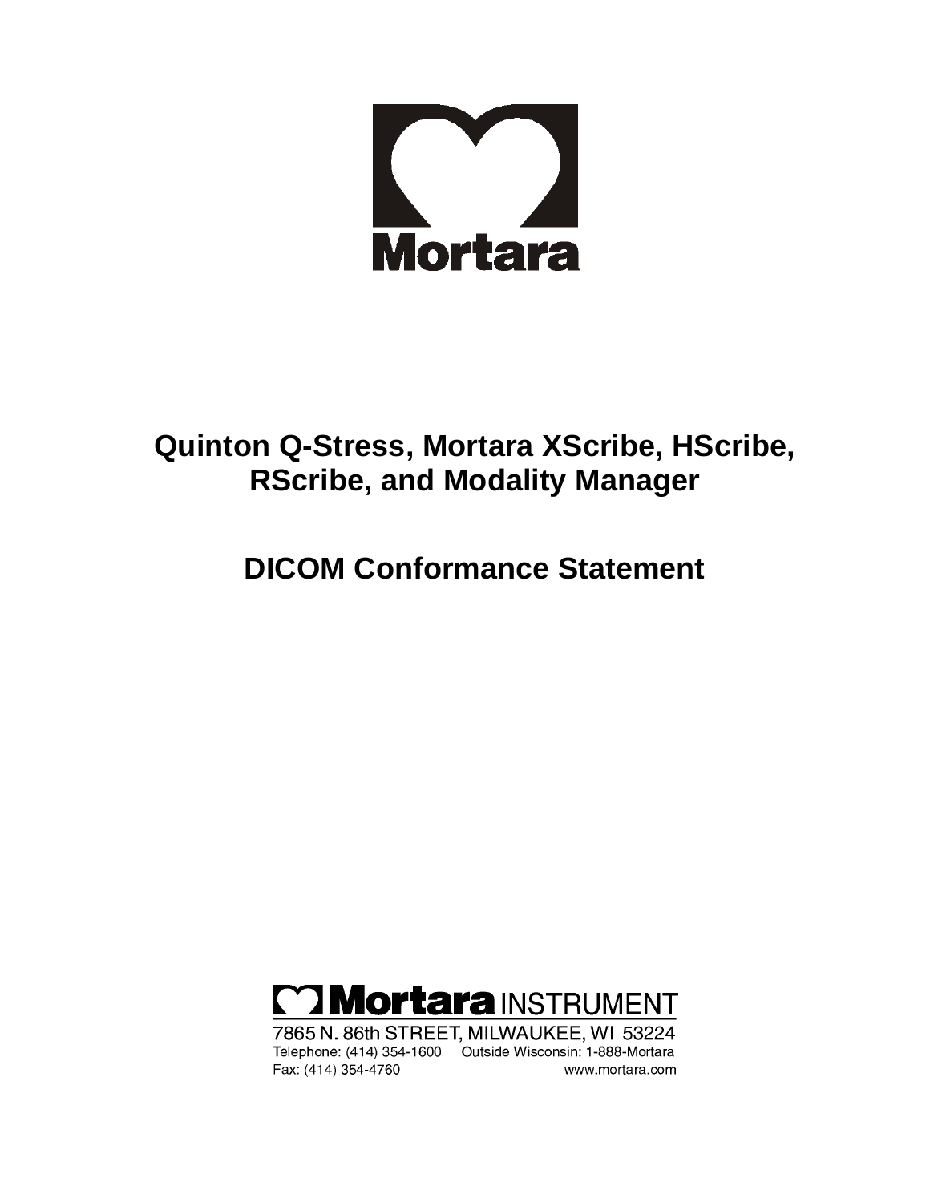Mortara

# Quinton Q-Stress, Mortara XScribe, HScribe, RScribe, and Modality Manager

# DICOM Conformance Statement

Mortara INSTRUMENT

7865 N. 86th STREET, MILWAUKEE, WI 53224

Telephone: (414) 354-1600 Outside Wisconsin: 1-888-Mortara

Fax: (414) 354-4760 www.mortara.com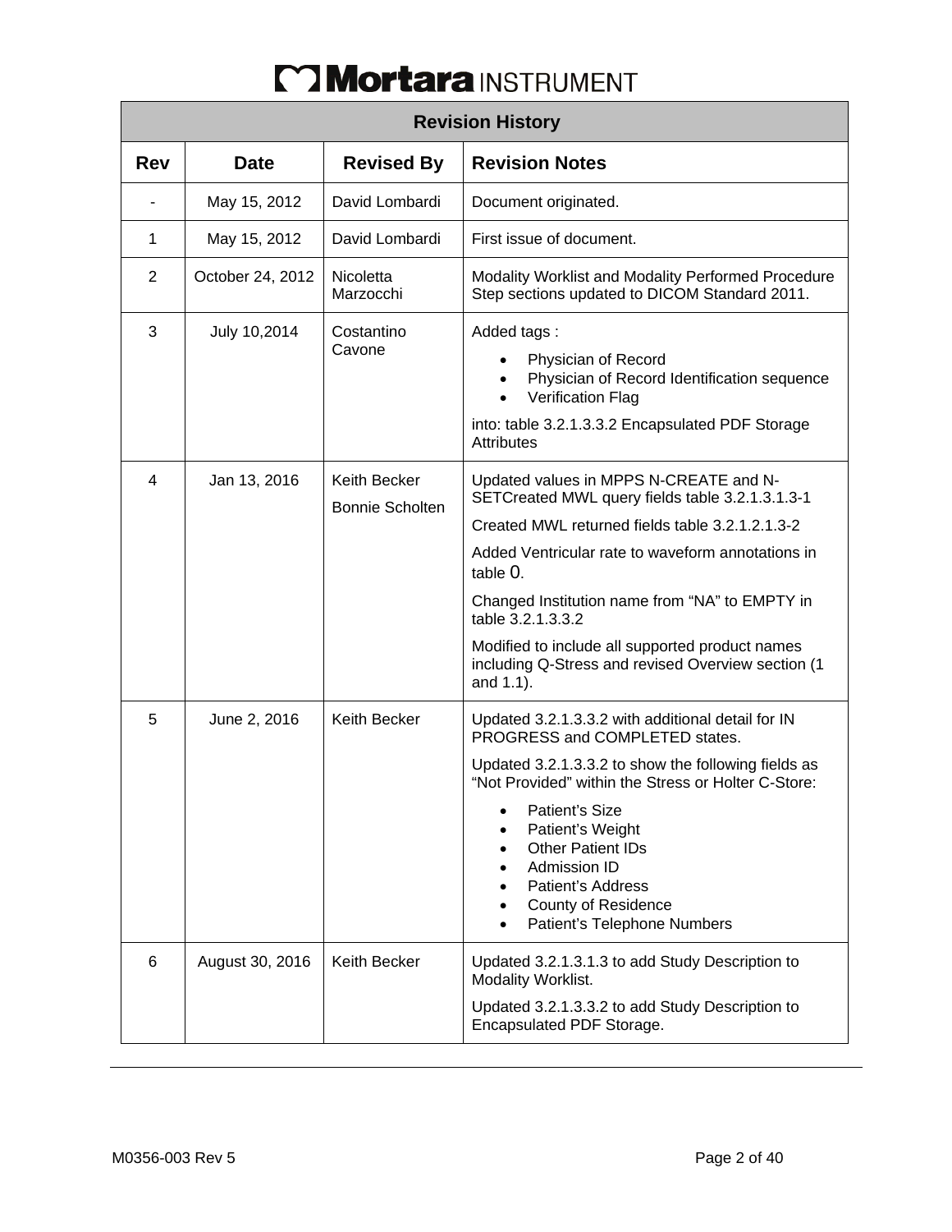**Mortara INSTRUMENT**

| Revision History | | | |
|---|---|---|---|
| **Rev** | **Date** | **Revised By** | **Revision Notes** |
| - | May 15, 2012 | David Lombardi | Document originated. |
| 1 | May 15, 2012 | David Lombardi | First issue of document. |
| 2 | October 24, 2012 | Nicoletta Marzocchi | Modality Worklist and Modality Performed Procedure Step sections updated to DICOM Standard 2011. |
| 3 | July 10,2014 | Costantino Cavone | Added tags :<br>• Physician of Record<br>• Physician of Record Identification sequence<br>• Verification Flag<br><br>into: table 3.2.1.3.3.2 Encapsulated PDF Storage Attributes |
| 4 | Jan 13, 2016 | Keith Becker<br><br>Bonnie Scholten | Updated values in MPPS N-CREATE and N-SETCreated MWL query fields table 3.2.1.3.1.3-1<br><br>Created MWL returned fields table 3.2.1.2.1.3-2<br><br>Added Ventricular rate to waveform annotations in table 0.<br><br>Changed Institution name from "NA" to EMPTY in table 3.2.1.3.3.2<br><br>Modified to include all supported product names including Q-Stress and revised Overview section (1 and 1.1). |
| 5 | June 2, 2016 | Keith Becker | Updated 3.2.1.3.3.2 with additional detail for IN PROGRESS and COMPLETED states.<br><br>Updated 3.2.1.3.3.2 to show the following fields as "Not Provided" within the Stress or Holter C-Store:<br>• Patient's Size<br>• Patient's Weight<br>• Other Patient IDs<br>• Admission ID<br>• Patient's Address<br>• County of Residence<br>• Patient's Telephone Numbers |
| 6 | August 30, 2016 | Keith Becker | Updated 3.2.1.3.1.3 to add Study Description to Modality Worklist.<br><br>Updated 3.2.1.3.3.2 to add Study Description to Encapsulated PDF Storage. |

M0356-003 Rev 5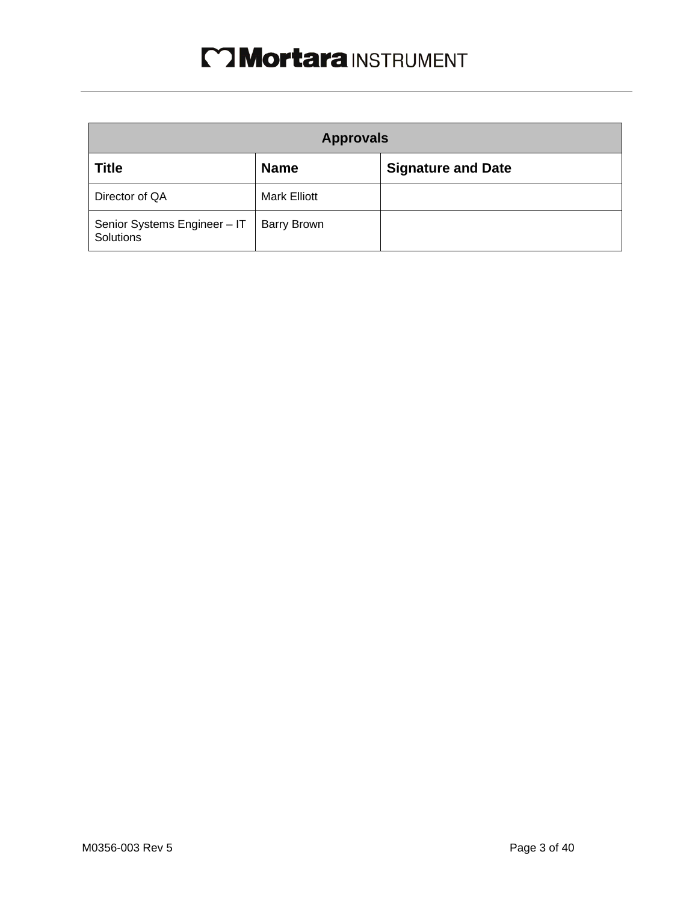| Approvals | | |
|---|---|---|
| **Title** | **Name** | **Signature and Date** |
| Director of QA | Mark Elliott | |
| Senior Systems Engineer – IT Solutions | Barry Brown | |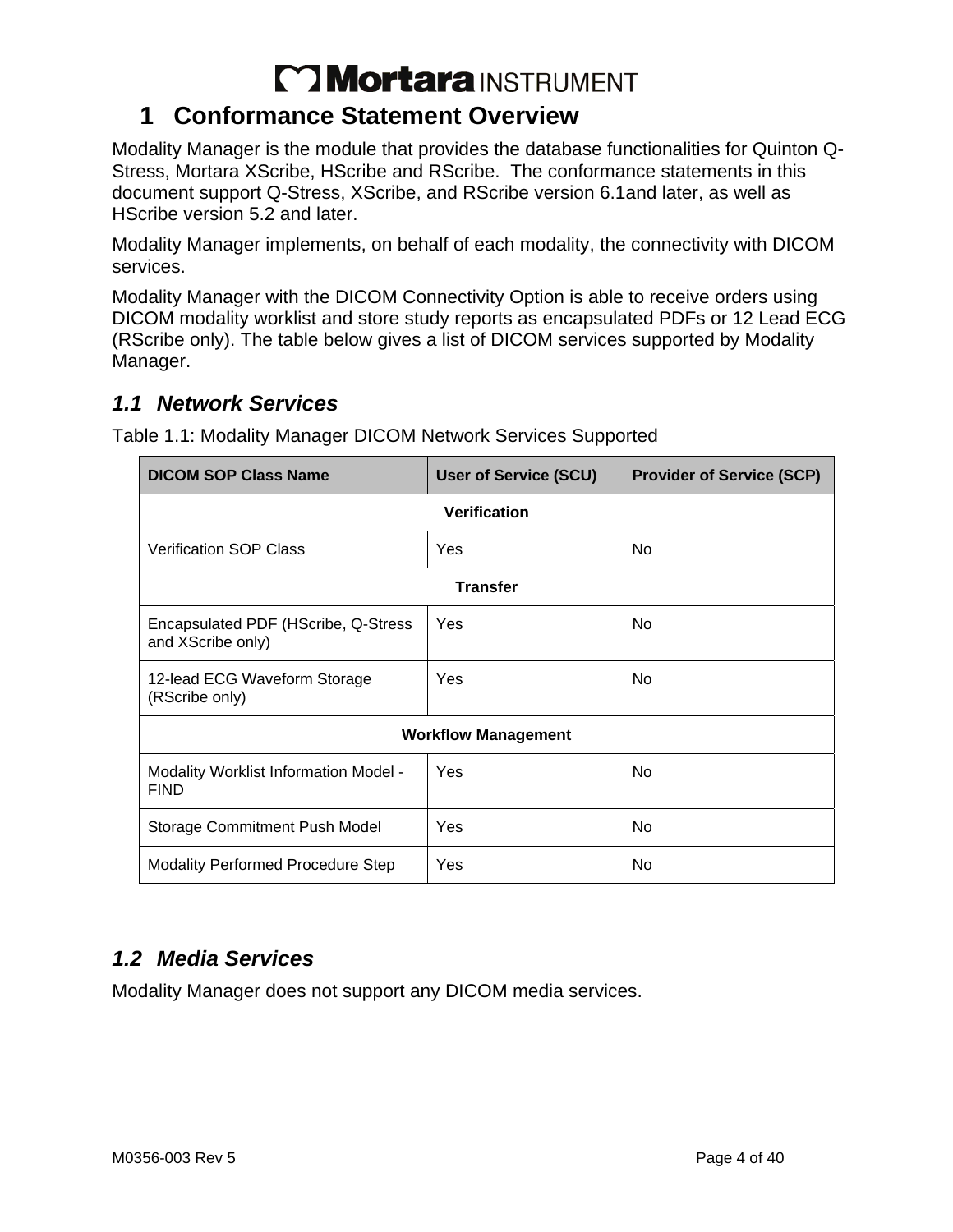# 1 Conformance Statement Overview

Modality Manager is the module that provides the database functionalities for Quinton Q-Stress, Mortara XScribe, HScribe and RScribe. The conformance statements in this document support Q-Stress, XScribe, and RScribe version 6.1and later, as well as HScribe version 5.2 and later.

Modality Manager implements, on behalf of each modality, the connectivity with DICOM services.

Modality Manager with the DICOM Connectivity Option is able to receive orders using DICOM modality worklist and store study reports as encapsulated PDFs or 12 Lead ECG (RScribe only). The table below gives a list of DICOM services supported by Modality Manager.

## *1.1 Network Services*

Table 1.1: Modality Manager DICOM Network Services Supported

| DICOM SOP Class Name | User of Service (SCU) | Provider of Service (SCP) |
|---|---|---|
| **Verification** | | |
| Verification SOP Class | Yes | No |
| **Transfer** | | |
| Encapsulated PDF (HScribe, Q-Stress and XScribe only) | Yes | No |
| 12-lead ECG Waveform Storage (RScribe only) | Yes | No |
| **Workflow Management** | | |
| Modality Worklist Information Model - FIND | Yes | No |
| Storage Commitment Push Model | Yes | No |
| Modality Performed Procedure Step | Yes | No |

## *1.2 Media Services*

Modality Manager does not support any DICOM media services.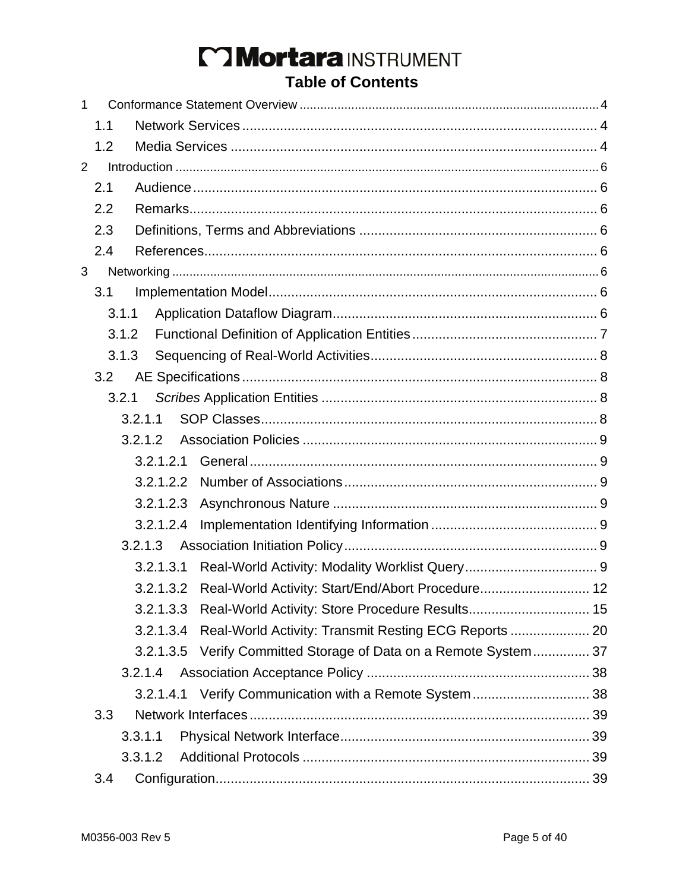# Table of Contents

1 Conformance Statement Overview .......... 4
- 1.1 Network Services .......... 4
- 1.2 Media Services .......... 4

2 Introduction .......... 6
- 2.1 Audience .......... 6
- 2.2 Remarks .......... 6
- 2.3 Definitions, Terms and Abbreviations .......... 6
- 2.4 References .......... 6

3 Networking .......... 6
- 3.1 Implementation Model .......... 6
  - 3.1.1 Application Dataflow Diagram .......... 6
  - 3.1.2 Functional Definition of Application Entities .......... 7
  - 3.1.3 Sequencing of Real-World Activities .......... 8
- 3.2 AE Specifications .......... 8
  - 3.2.1 *Scribes* Application Entities .......... 8
    - 3.2.1.1 SOP Classes .......... 8
    - 3.2.1.2 Association Policies .......... 9
      - 3.2.1.2.1 General .......... 9
      - 3.2.1.2.2 Number of Associations .......... 9
      - 3.2.1.2.3 Asynchronous Nature .......... 9
      - 3.2.1.2.4 Implementation Identifying Information .......... 9
    - 3.2.1.3 Association Initiation Policy .......... 9
      - 3.2.1.3.1 Real-World Activity: Modality Worklist Query .......... 9
      - 3.2.1.3.2 Real-World Activity: Start/End/Abort Procedure .......... 12
      - 3.2.1.3.3 Real-World Activity: Store Procedure Results .......... 15
      - 3.2.1.3.4 Real-World Activity: Transmit Resting ECG Reports .......... 20
      - 3.2.1.3.5 Verify Committed Storage of Data on a Remote System .......... 37
    - 3.2.1.4 Association Acceptance Policy .......... 38
      - 3.2.1.4.1 Verify Communication with a Remote System .......... 38
- 3.3 Network Interfaces .......... 39
  - 3.3.1.1 Physical Network Interface .......... 39
  - 3.3.1.2 Additional Protocols .......... 39
- 3.4 Configuration .......... 39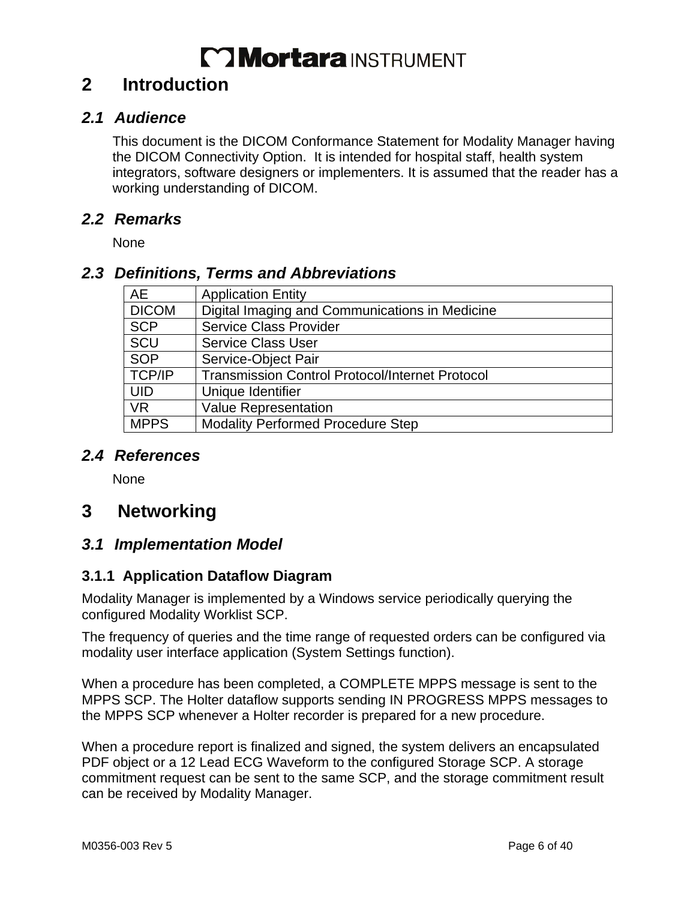# 2 Introduction

## *2.1 Audience*

This document is the DICOM Conformance Statement for Modality Manager having the DICOM Connectivity Option. It is intended for hospital staff, health system integrators, software designers or implementers. It is assumed that the reader has a working understanding of DICOM.

## *2.2 Remarks*

None

## *2.3 Definitions, Terms and Abbreviations*

| | |
|---|---|
| AE | Application Entity |
| DICOM | Digital Imaging and Communications in Medicine |
| SCP | Service Class Provider |
| SCU | Service Class User |
| SOP | Service-Object Pair |
| TCP/IP | Transmission Control Protocol/Internet Protocol |
| UID | Unique Identifier |
| VR | Value Representation |
| MPPS | Modality Performed Procedure Step |

## *2.4 References*

None

# 3 Networking

## *3.1 Implementation Model*

### 3.1.1 Application Dataflow Diagram

Modality Manager is implemented by a Windows service periodically querying the configured Modality Worklist SCP.

The frequency of queries and the time range of requested orders can be configured via modality user interface application (System Settings function).

When a procedure has been completed, a COMPLETE MPPS message is sent to the MPPS SCP. The Holter dataflow supports sending IN PROGRESS MPPS messages to the MPPS SCP whenever a Holter recorder is prepared for a new procedure.

When a procedure report is finalized and signed, the system delivers an encapsulated PDF object or a 12 Lead ECG Waveform to the configured Storage SCP. A storage commitment request can be sent to the same SCP, and the storage commitment result can be received by Modality Manager.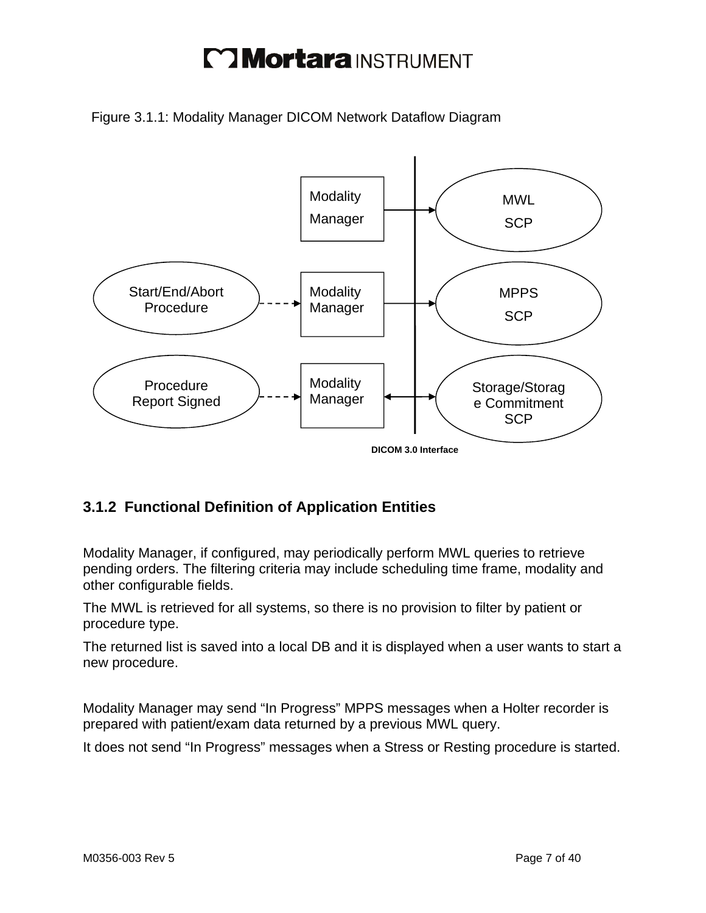Figure 3.1.1: Modality Manager DICOM Network Dataflow Diagram

### 3.1.2 Functional Definition of Application Entities

Modality Manager, if configured, may periodically perform MWL queries to retrieve pending orders. The filtering criteria may include scheduling time frame, modality and other configurable fields.

The MWL is retrieved for all systems, so there is no provision to filter by patient or procedure type.

The returned list is saved into a local DB and it is displayed when a user wants to start a new procedure.

Modality Manager may send “In Progress” MPPS messages when a Holter recorder is prepared with patient/exam data returned by a previous MWL query.

It does not send “In Progress” messages when a Stress or Resting procedure is started.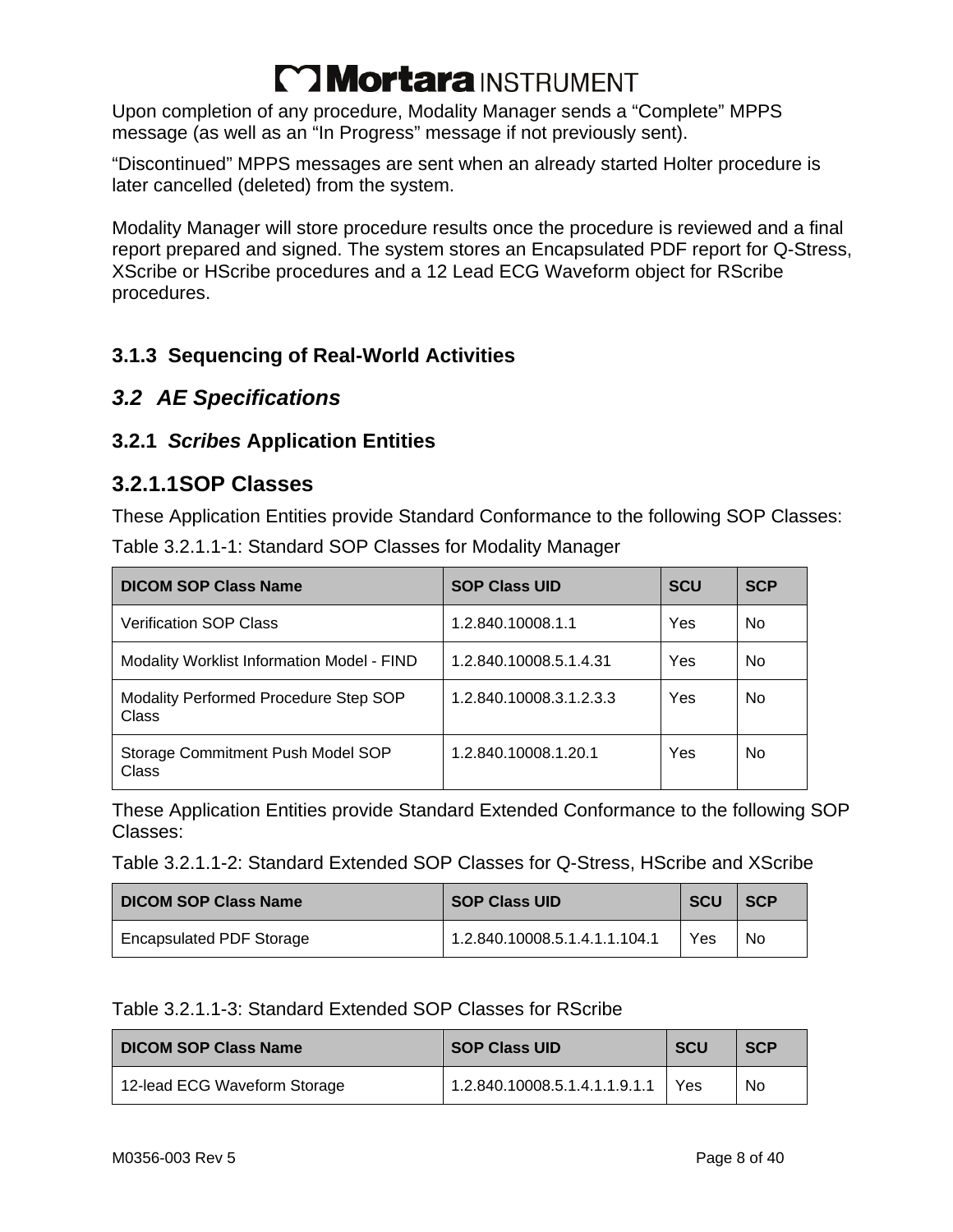Upon completion of any procedure, Modality Manager sends a "Complete" MPPS message (as well as an "In Progress" message if not previously sent).

"Discontinued" MPPS messages are sent when an already started Holter procedure is later cancelled (deleted) from the system.

Modality Manager will store procedure results once the procedure is reviewed and a final report prepared and signed. The system stores an Encapsulated PDF report for Q-Stress, XScribe or HScribe procedures and a 12 Lead ECG Waveform object for RScribe procedures.

### 3.1.3 Sequencing of Real-World Activities

## *3.2 AE Specifications*

### 3.2.1 *Scribes* Application Entities

### 3.2.1.1SOP Classes

These Application Entities provide Standard Conformance to the following SOP Classes:

Table 3.2.1.1-1: Standard SOP Classes for Modality Manager

| DICOM SOP Class Name | SOP Class UID | SCU | SCP |
|---|---|---|---|
| Verification SOP Class | 1.2.840.10008.1.1 | Yes | No |
| Modality Worklist Information Model - FIND | 1.2.840.10008.5.1.4.31 | Yes | No |
| Modality Performed Procedure Step SOP Class | 1.2.840.10008.3.1.2.3.3 | Yes | No |
| Storage Commitment Push Model SOP Class | 1.2.840.10008.1.20.1 | Yes | No |

These Application Entities provide Standard Extended Conformance to the following SOP Classes:

Table 3.2.1.1-2: Standard Extended SOP Classes for Q-Stress, HScribe and XScribe

| DICOM SOP Class Name | SOP Class UID | SCU | SCP |
|---|---|---|---|
| Encapsulated PDF Storage | 1.2.840.10008.5.1.4.1.1.104.1 | Yes | No |

Table 3.2.1.1-3: Standard Extended SOP Classes for RScribe

| DICOM SOP Class Name | SOP Class UID | SCU | SCP |
|---|---|---|---|
| 12-lead ECG Waveform Storage | 1.2.840.10008.5.1.4.1.1.9.1.1 | Yes | No |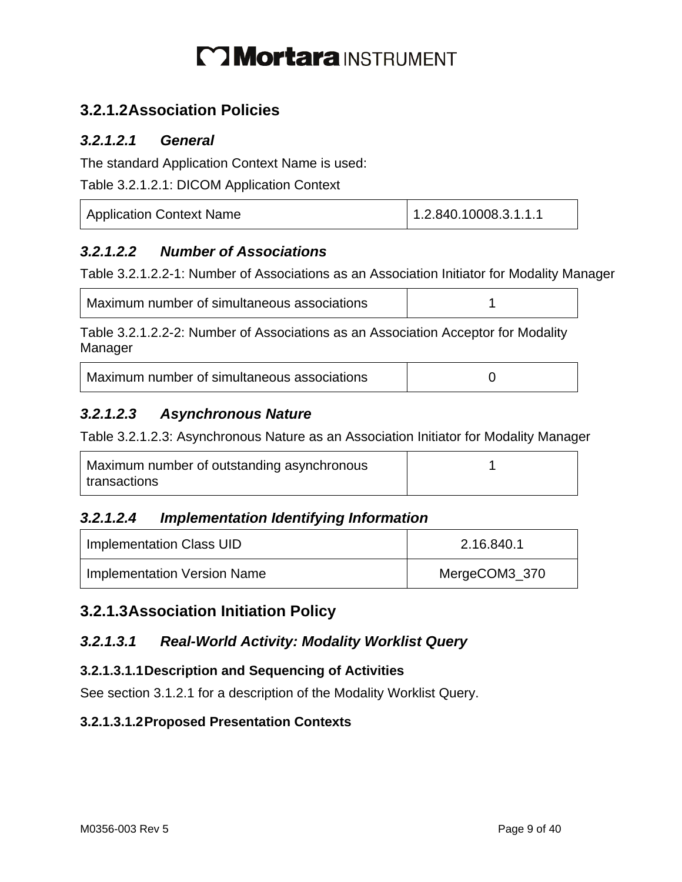### 3.2.1.2 Association Policies

#### *3.2.1.2.1 General*

The standard Application Context Name is used:

Table 3.2.1.2.1: DICOM Application Context

| Application Context Name | 1.2.840.10008.3.1.1.1 |
|---|---|

#### *3.2.1.2.2 Number of Associations*

Table 3.2.1.2.2-1: Number of Associations as an Association Initiator for Modality Manager

| Maximum number of simultaneous associations | 1 |
|---|---|

Table 3.2.1.2.2-2: Number of Associations as an Association Acceptor for Modality Manager

| Maximum number of simultaneous associations | 0 |
|---|---|

#### *3.2.1.2.3 Asynchronous Nature*

Table 3.2.1.2.3: Asynchronous Nature as an Association Initiator for Modality Manager

| Maximum number of outstanding asynchronous transactions | 1 |
|---|---|

#### *3.2.1.2.4 Implementation Identifying Information*

| Implementation Class UID | 2.16.840.1 |
|---|---|
| Implementation Version Name | MergeCOM3_370 |

### 3.2.1.3 Association Initiation Policy

#### *3.2.1.3.1 Real-World Activity: Modality Worklist Query*

##### 3.2.1.3.1.1 Description and Sequencing of Activities

See section 3.1.2.1 for a description of the Modality Worklist Query.

##### 3.2.1.3.1.2 Proposed Presentation Contexts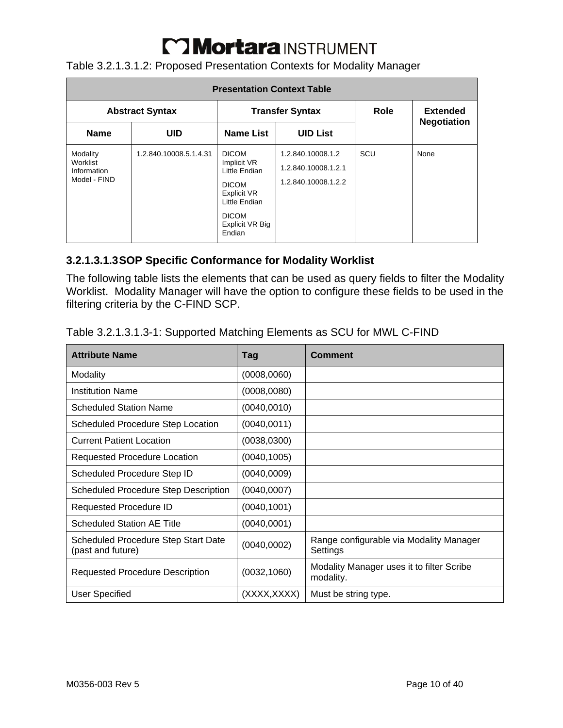Table 3.2.1.3.1.2: Proposed Presentation Contexts for Modality Manager

| Presentation Context Table | | | | | |
|---|---|---|---|---|---|
| **Abstract Syntax** | | **Transfer Syntax** | | **Role** | **Extended Negotiation** |
| **Name** | **UID** | **Name List** | **UID List** | | |
| Modality Worklist Information Model - FIND | 1.2.840.10008.5.1.4.31 | DICOM Implicit VR Little Endian<br>DICOM Explicit VR Little Endian<br>DICOM Explicit VR Big Endian | 1.2.840.10008.1.2<br>1.2.840.10008.1.2.1<br>1.2.840.10008.1.2.2 | SCU | None |

#### 3.2.1.3.1.3 SOP Specific Conformance for Modality Worklist

The following table lists the elements that can be used as query fields to filter the Modality Worklist. Modality Manager will have the option to configure these fields to be used in the filtering criteria by the C-FIND SCP.

Table 3.2.1.3.1.3-1: Supported Matching Elements as SCU for MWL C-FIND

| Attribute Name | Tag | Comment |
|---|---|---|
| Modality | (0008,0060) | |
| Institution Name | (0008,0080) | |
| Scheduled Station Name | (0040,0010) | |
| Scheduled Procedure Step Location | (0040,0011) | |
| Current Patient Location | (0038,0300) | |
| Requested Procedure Location | (0040,1005) | |
| Scheduled Procedure Step ID | (0040,0009) | |
| Scheduled Procedure Step Description | (0040,0007) | |
| Requested Procedure ID | (0040,1001) | |
| Scheduled Station AE Title | (0040,0001) | |
| Scheduled Procedure Step Start Date (past and future) | (0040,0002) | Range configurable via Modality Manager Settings |
| Requested Procedure Description | (0032,1060) | Modality Manager uses it to filter Scribe modality. |
| User Specified | (XXXX,XXXX) | Must be string type. |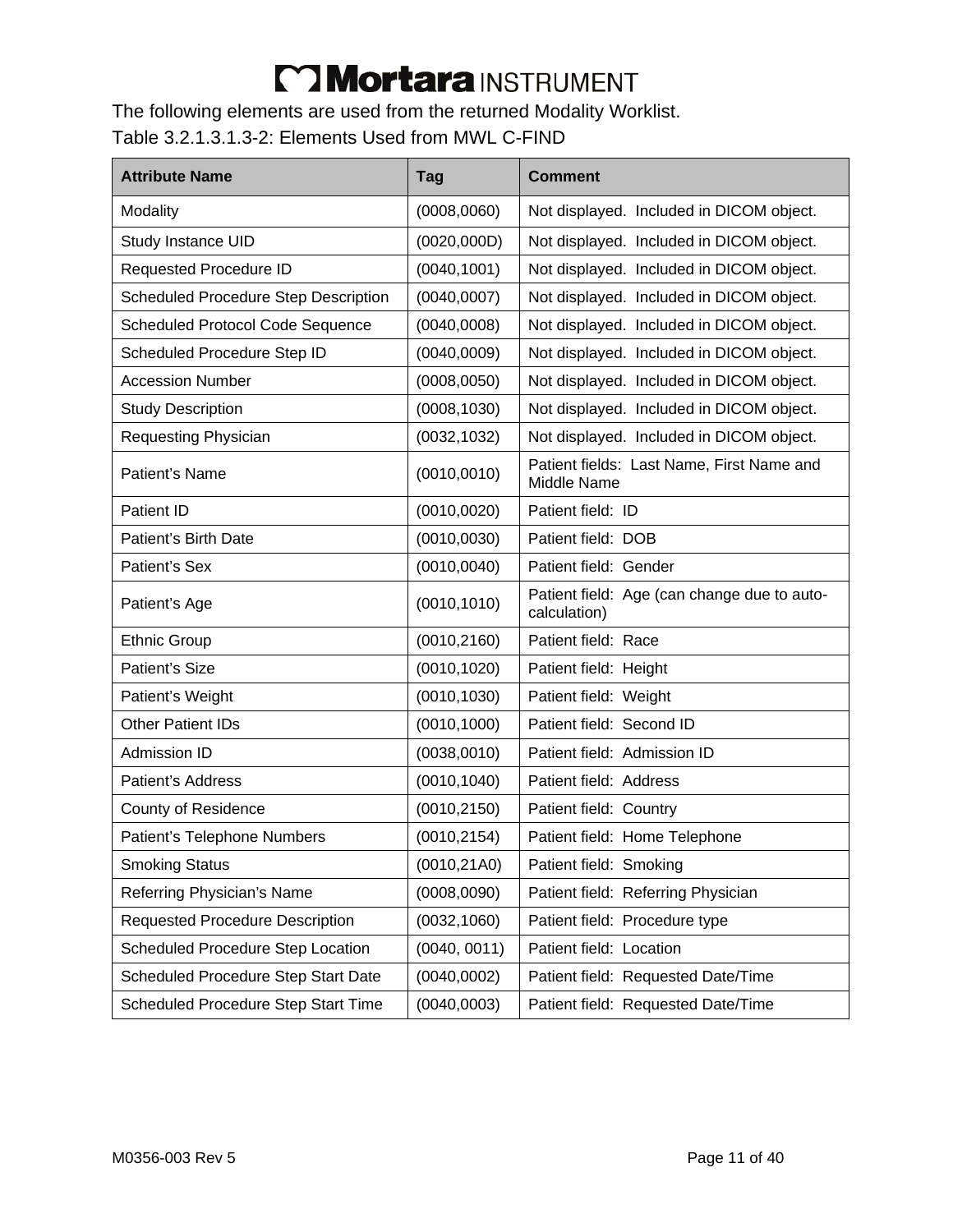The following elements are used from the returned Modality Worklist.

Table 3.2.1.3.1.3-2: Elements Used from MWL C-FIND

| Attribute Name | Tag | Comment |
|---|---|---|
| Modality | (0008,0060) | Not displayed. Included in DICOM object. |
| Study Instance UID | (0020,000D) | Not displayed. Included in DICOM object. |
| Requested Procedure ID | (0040,1001) | Not displayed. Included in DICOM object. |
| Scheduled Procedure Step Description | (0040,0007) | Not displayed. Included in DICOM object. |
| Scheduled Protocol Code Sequence | (0040,0008) | Not displayed. Included in DICOM object. |
| Scheduled Procedure Step ID | (0040,0009) | Not displayed. Included in DICOM object. |
| Accession Number | (0008,0050) | Not displayed. Included in DICOM object. |
| Study Description | (0008,1030) | Not displayed. Included in DICOM object. |
| Requesting Physician | (0032,1032) | Not displayed. Included in DICOM object. |
| Patient's Name | (0010,0010) | Patient fields: Last Name, First Name and Middle Name |
| Patient ID | (0010,0020) | Patient field: ID |
| Patient's Birth Date | (0010,0030) | Patient field: DOB |
| Patient's Sex | (0010,0040) | Patient field: Gender |
| Patient's Age | (0010,1010) | Patient field: Age (can change due to auto-calculation) |
| Ethnic Group | (0010,2160) | Patient field: Race |
| Patient's Size | (0010,1020) | Patient field: Height |
| Patient's Weight | (0010,1030) | Patient field: Weight |
| Other Patient IDs | (0010,1000) | Patient field: Second ID |
| Admission ID | (0038,0010) | Patient field: Admission ID |
| Patient's Address | (0010,1040) | Patient field: Address |
| County of Residence | (0010,2150) | Patient field: Country |
| Patient's Telephone Numbers | (0010,2154) | Patient field: Home Telephone |
| Smoking Status | (0010,21A0) | Patient field: Smoking |
| Referring Physician's Name | (0008,0090) | Patient field: Referring Physician |
| Requested Procedure Description | (0032,1060) | Patient field: Procedure type |
| Scheduled Procedure Step Location | (0040, 0011) | Patient field: Location |
| Scheduled Procedure Step Start Date | (0040,0002) | Patient field: Requested Date/Time |
| Scheduled Procedure Step Start Time | (0040,0003) | Patient field: Requested Date/Time |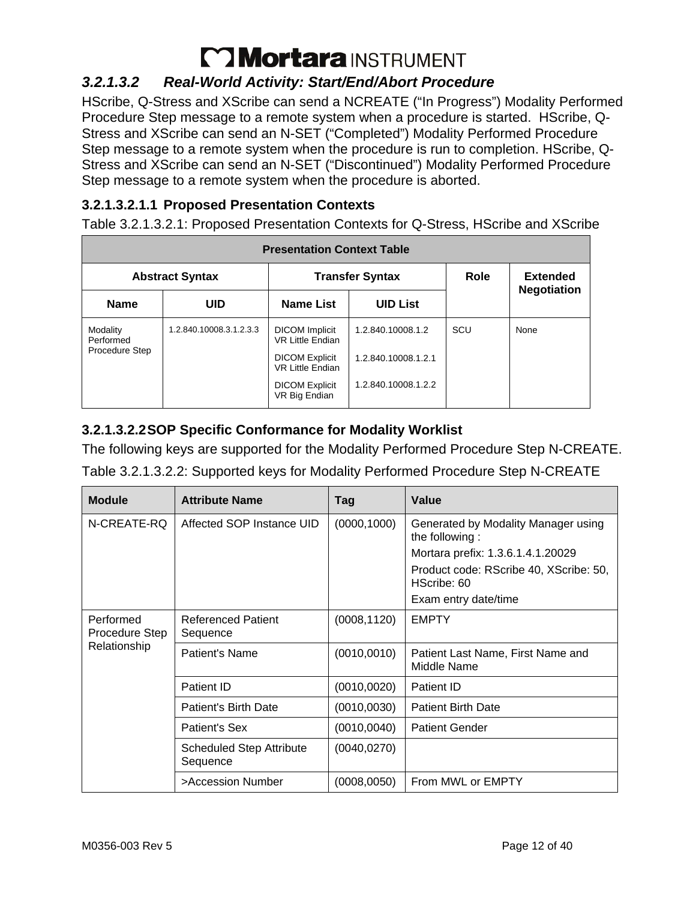### *3.2.1.3.2 Real-World Activity: Start/End/Abort Procedure*

HScribe, Q-Stress and XScribe can send a NCREATE (“In Progress”) Modality Performed Procedure Step message to a remote system when a procedure is started. HScribe, Q-Stress and XScribe can send an N-SET (“Completed”) Modality Performed Procedure Step message to a remote system when the procedure is run to completion. HScribe, Q-Stress and XScribe can send an N-SET (“Discontinued”) Modality Performed Procedure Step message to a remote system when the procedure is aborted.

#### 3.2.1.3.2.1.1 Proposed Presentation Contexts

Table 3.2.1.3.2.1: Proposed Presentation Contexts for Q-Stress, HScribe and XScribe

| Presentation Context Table | | | | | |
|---|---|---|---|---|---|
| Abstract Syntax | | Transfer Syntax | | Role | Extended Negotiation |
| Name | UID | Name List | UID List | | |
| Modality Performed Procedure Step | 1.2.840.10008.3.1.2.3.3 | DICOM Implicit VR Little Endian<br>DICOM Explicit VR Little Endian<br>DICOM Explicit VR Big Endian | 1.2.840.10008.1.2<br>1.2.840.10008.1.2.1<br>1.2.840.10008.1.2.2 | SCU | None |

#### 3.2.1.3.2.2 SOP Specific Conformance for Modality Worklist

The following keys are supported for the Modality Performed Procedure Step N-CREATE.

Table 3.2.1.3.2.2: Supported keys for Modality Performed Procedure Step N-CREATE

| Module | Attribute Name | Tag | Value |
|---|---|---|---|
| N-CREATE-RQ | Affected SOP Instance UID | (0000,1000) | Generated by Modality Manager using the following :<br>Mortara prefix: 1.3.6.1.4.1.20029<br>Product code: RScribe 40, XScribe: 50, HScribe: 60<br>Exam entry date/time |
| Performed Procedure Step Relationship | Referenced Patient Sequence | (0008,1120) | EMPTY |
| | Patient's Name | (0010,0010) | Patient Last Name, First Name and Middle Name |
| | Patient ID | (0010,0020) | Patient ID |
| | Patient's Birth Date | (0010,0030) | Patient Birth Date |
| | Patient's Sex | (0010,0040) | Patient Gender |
| | Scheduled Step Attribute Sequence | (0040,0270) | |
| | >Accession Number | (0008,0050) | From MWL or EMPTY |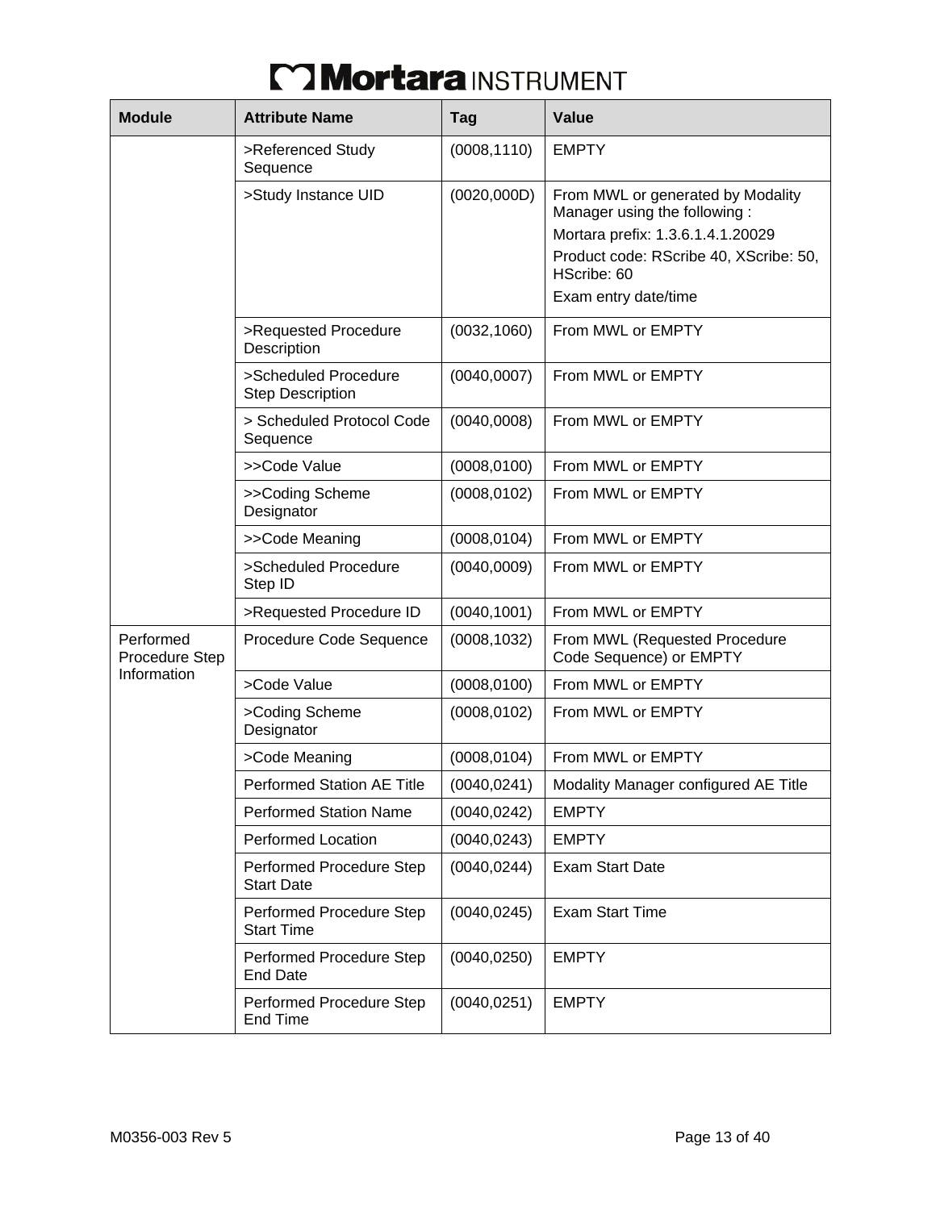| Module | Attribute Name | Tag | Value |
|---|---|---|---|
| | >Referenced Study Sequence | (0008,1110) | EMPTY |
| | >Study Instance UID | (0020,000D) | From MWL or generated by Modality Manager using the following :<br>Mortara prefix: 1.3.6.1.4.1.20029<br>Product code: RScribe 40, XScribe: 50, HScribe: 60<br>Exam entry date/time |
| | >Requested Procedure Description | (0032,1060) | From MWL or EMPTY |
| | >Scheduled Procedure Step Description | (0040,0007) | From MWL or EMPTY |
| | > Scheduled Protocol Code Sequence | (0040,0008) | From MWL or EMPTY |
| | >>Code Value | (0008,0100) | From MWL or EMPTY |
| | >>Coding Scheme Designator | (0008,0102) | From MWL or EMPTY |
| | >>Code Meaning | (0008,0104) | From MWL or EMPTY |
| | >Scheduled Procedure Step ID | (0040,0009) | From MWL or EMPTY |
| | >Requested Procedure ID | (0040,1001) | From MWL or EMPTY |
| Performed Procedure Step Information | Procedure Code Sequence | (0008,1032) | From MWL (Requested Procedure Code Sequence) or EMPTY |
| | >Code Value | (0008,0100) | From MWL or EMPTY |
| | >Coding Scheme Designator | (0008,0102) | From MWL or EMPTY |
| | >Code Meaning | (0008,0104) | From MWL or EMPTY |
| | Performed Station AE Title | (0040,0241) | Modality Manager configured AE Title |
| | Performed Station Name | (0040,0242) | EMPTY |
| | Performed Location | (0040,0243) | EMPTY |
| | Performed Procedure Step Start Date | (0040,0244) | Exam Start Date |
| | Performed Procedure Step Start Time | (0040,0245) | Exam Start Time |
| | Performed Procedure Step End Date | (0040,0250) | EMPTY |
| | Performed Procedure Step End Time | (0040,0251) | EMPTY |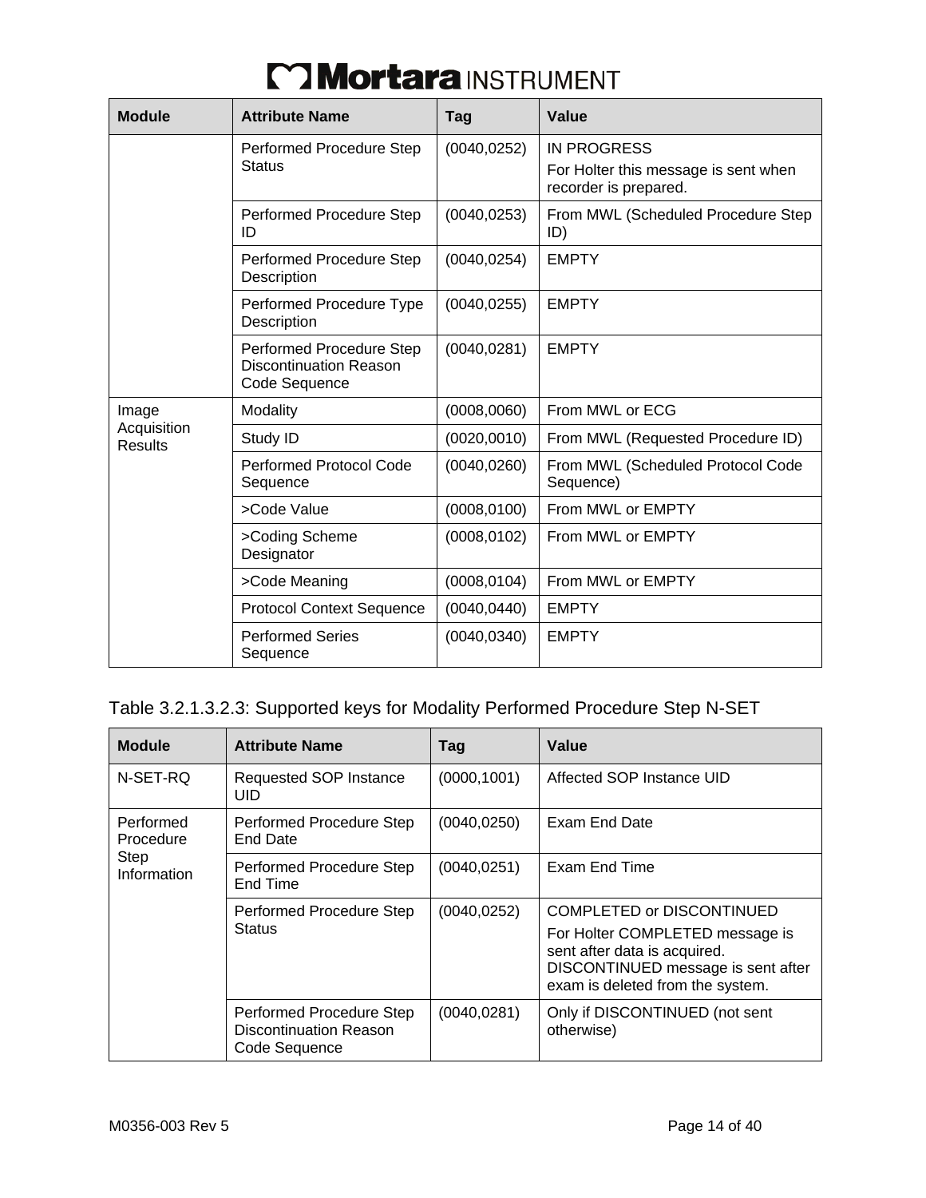| Module | Attribute Name | Tag | Value |
|---|---|---|---|
| | Performed Procedure Step Status | (0040,0252) | IN PROGRESS<br>For Holter this message is sent when recorder is prepared. |
| | Performed Procedure Step ID | (0040,0253) | From MWL (Scheduled Procedure Step ID) |
| | Performed Procedure Step Description | (0040,0254) | EMPTY |
| | Performed Procedure Type Description | (0040,0255) | EMPTY |
| | Performed Procedure Step Discontinuation Reason Code Sequence | (0040,0281) | EMPTY |
| Image Acquisition Results | Modality | (0008,0060) | From MWL or ECG |
| | Study ID | (0020,0010) | From MWL (Requested Procedure ID) |
| | Performed Protocol Code Sequence | (0040,0260) | From MWL (Scheduled Protocol Code Sequence) |
| | >Code Value | (0008,0100) | From MWL or EMPTY |
| | >Coding Scheme Designator | (0008,0102) | From MWL or EMPTY |
| | >Code Meaning | (0008,0104) | From MWL or EMPTY |
| | Protocol Context Sequence | (0040,0440) | EMPTY |
| | Performed Series Sequence | (0040,0340) | EMPTY |

Table 3.2.1.3.2.3: Supported keys for Modality Performed Procedure Step N-SET

| Module | Attribute Name | Tag | Value |
|---|---|---|---|
| N-SET-RQ | Requested SOP Instance UID | (0000,1001) | Affected SOP Instance UID |
| Performed Procedure Step Information | Performed Procedure Step End Date | (0040,0250) | Exam End Date |
| | Performed Procedure Step End Time | (0040,0251) | Exam End Time |
| | Performed Procedure Step Status | (0040,0252) | COMPLETED or DISCONTINUED<br>For Holter COMPLETED message is sent after data is acquired. DISCONTINUED message is sent after exam is deleted from the system. |
| | Performed Procedure Step Discontinuation Reason Code Sequence | (0040,0281) | Only if DISCONTINUED (not sent otherwise) |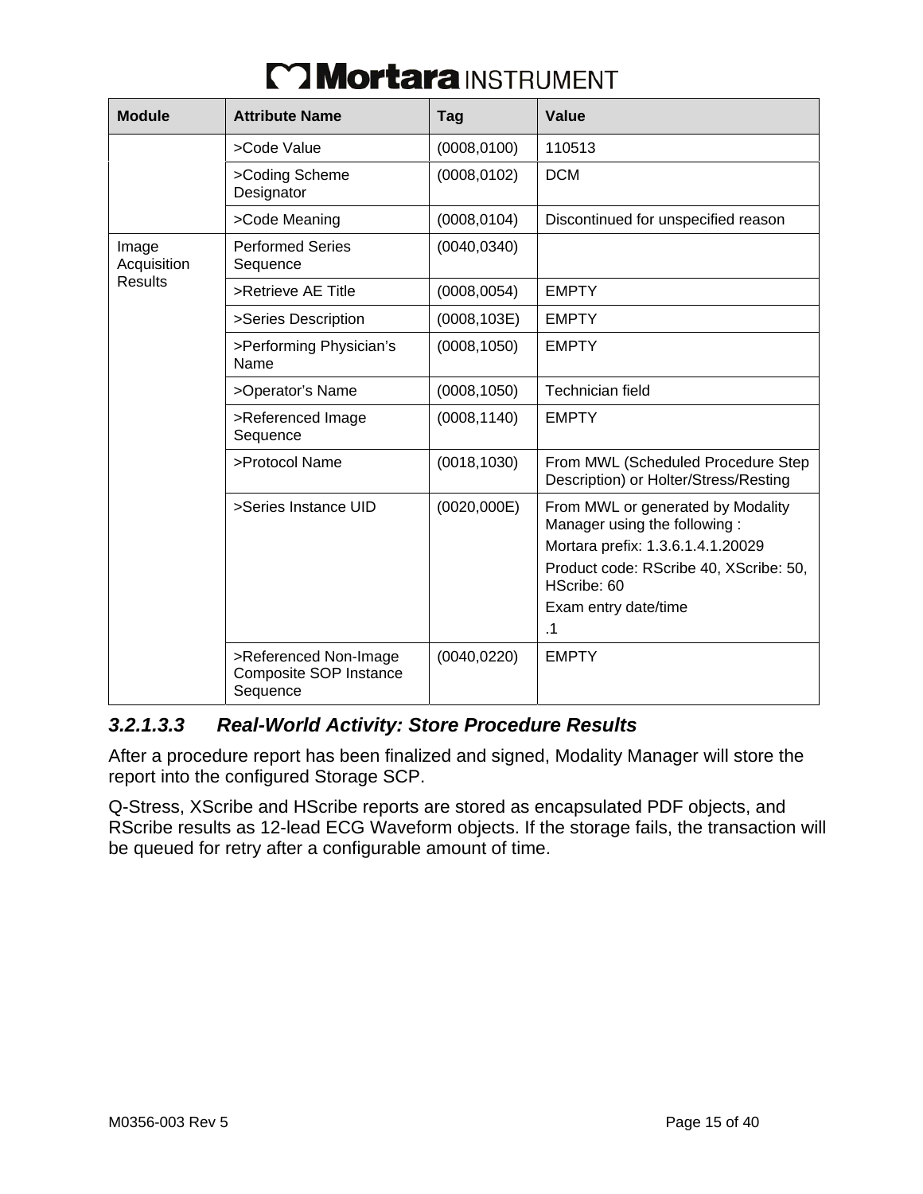| Module | Attribute Name | Tag | Value |
|---|---|---|---|
| | >Code Value | (0008,0100) | 110513 |
| | >Coding Scheme Designator | (0008,0102) | DCM |
| | >Code Meaning | (0008,0104) | Discontinued for unspecified reason |
| Image Acquisition Results | Performed Series Sequence | (0040,0340) | |
| | >Retrieve AE Title | (0008,0054) | EMPTY |
| | >Series Description | (0008,103E) | EMPTY |
| | >Performing Physician's Name | (0008,1050) | EMPTY |
| | >Operator's Name | (0008,1050) | Technician field |
| | >Referenced Image Sequence | (0008,1140) | EMPTY |
| | >Protocol Name | (0018,1030) | From MWL (Scheduled Procedure Step Description) or Holter/Stress/Resting |
| | >Series Instance UID | (0020,000E) | From MWL or generated by Modality Manager using the following :<br>Mortara prefix: 1.3.6.1.4.1.20029<br>Product code: RScribe 40, XScribe: 50, HScribe: 60<br>Exam entry date/time<br>.1 |
| | >Referenced Non-Image Composite SOP Instance Sequence | (0040,0220) | EMPTY |

#### *3.2.1.3.3 Real-World Activity: Store Procedure Results*

After a procedure report has been finalized and signed, Modality Manager will store the report into the configured Storage SCP.

Q-Stress, XScribe and HScribe reports are stored as encapsulated PDF objects, and RScribe results as 12-lead ECG Waveform objects. If the storage fails, the transaction will be queued for retry after a configurable amount of time.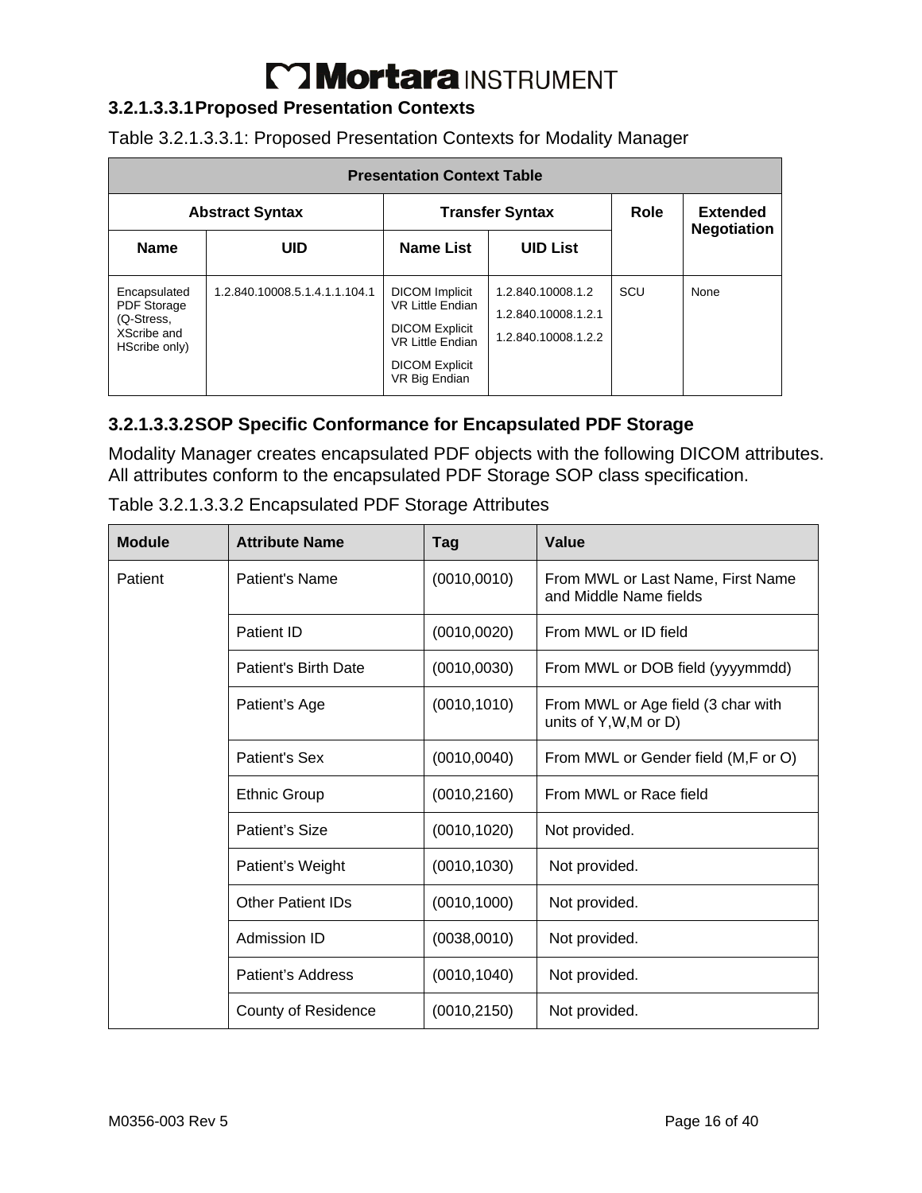#### 3.2.1.3.3.1 Proposed Presentation Contexts

Table 3.2.1.3.3.1: Proposed Presentation Contexts for Modality Manager

| Presentation Context Table | | | | | |
|---|---|---|---|---|---|
| Abstract Syntax | | Transfer Syntax | | Role | Extended Negotiation |
| Name | UID | Name List | UID List | | |
| Encapsulated PDF Storage (Q-Stress, XScribe and HScribe only) | 1.2.840.10008.5.1.4.1.1.104.1 | DICOM Implicit VR Little Endian<br>DICOM Explicit VR Little Endian<br>DICOM Explicit VR Big Endian | 1.2.840.10008.1.2<br>1.2.840.10008.1.2.1<br>1.2.840.10008.1.2.2 | SCU | None |

#### 3.2.1.3.3.2 SOP Specific Conformance for Encapsulated PDF Storage

Modality Manager creates encapsulated PDF objects with the following DICOM attributes. All attributes conform to the encapsulated PDF Storage SOP class specification.

Table 3.2.1.3.3.2 Encapsulated PDF Storage Attributes

| Module | Attribute Name | Tag | Value |
|---|---|---|---|
| Patient | Patient's Name | (0010,0010) | From MWL or Last Name, First Name and Middle Name fields |
| | Patient ID | (0010,0020) | From MWL or ID field |
| | Patient's Birth Date | (0010,0030) | From MWL or DOB field (yyyymmdd) |
| | Patient’s Age | (0010,1010) | From MWL or Age field (3 char with units of Y,W,M or D) |
| | Patient's Sex | (0010,0040) | From MWL or Gender field (M,F or O) |
| | Ethnic Group | (0010,2160) | From MWL or Race field |
| | Patient’s Size | (0010,1020) | Not provided. |
| | Patient’s Weight | (0010,1030) | Not provided. |
| | Other Patient IDs | (0010,1000) | Not provided. |
| | Admission ID | (0038,0010) | Not provided. |
| | Patient’s Address | (0010,1040) | Not provided. |
| | County of Residence | (0010,2150) | Not provided. |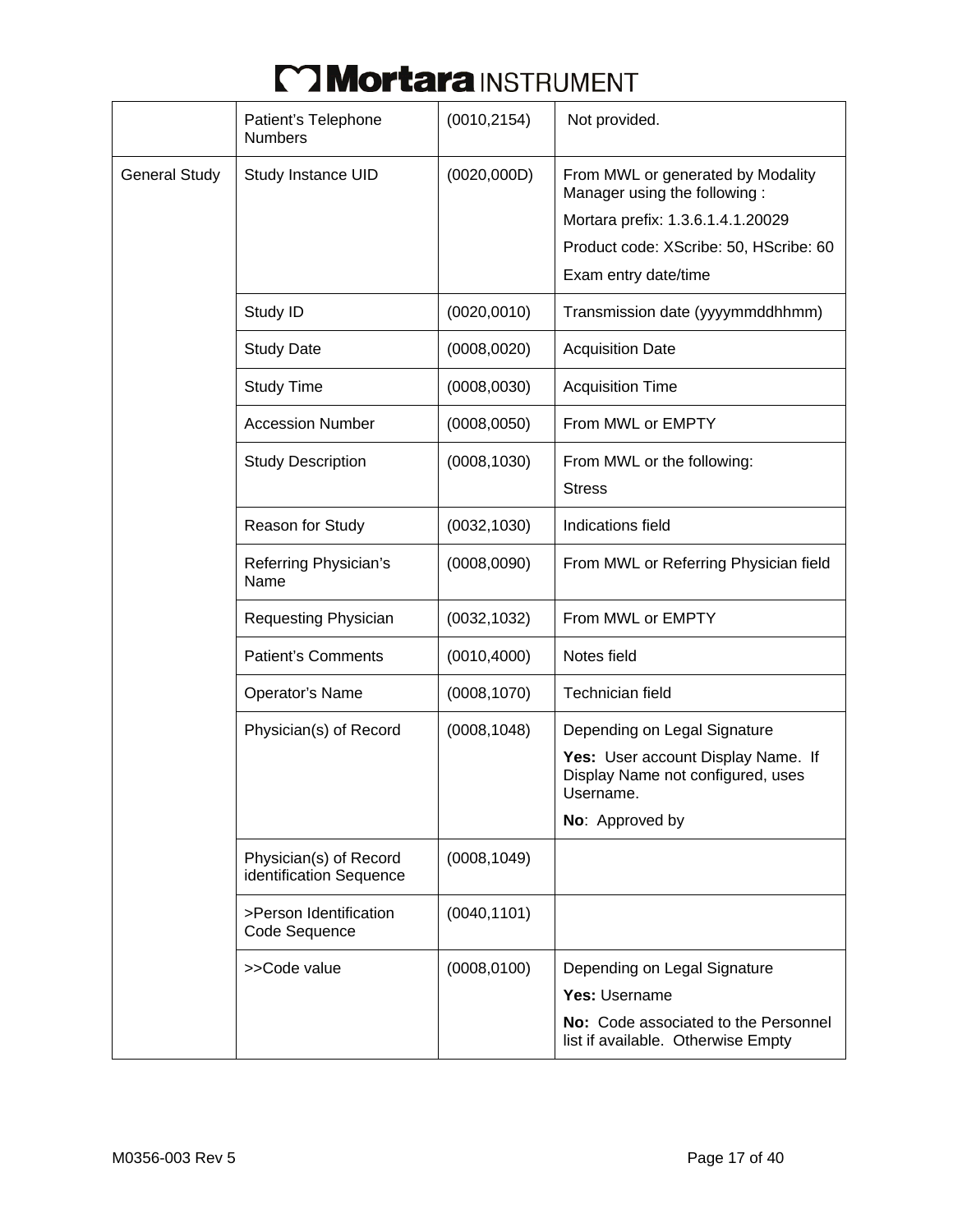| | | | |
|---|---|---|---|
| | Patient's Telephone Numbers | (0010,2154) | Not provided. |
| General Study | Study Instance UID | (0020,000D) | From MWL or generated by Modality Manager using the following :<br>Mortara prefix: 1.3.6.1.4.1.20029<br>Product code: XScribe: 50, HScribe: 60<br>Exam entry date/time |
| | Study ID | (0020,0010) | Transmission date (yyyymmddhhmm) |
| | Study Date | (0008,0020) | Acquisition Date |
| | Study Time | (0008,0030) | Acquisition Time |
| | Accession Number | (0008,0050) | From MWL or EMPTY |
| | Study Description | (0008,1030) | From MWL or the following:<br>Stress |
| | Reason for Study | (0032,1030) | Indications field |
| | Referring Physician's Name | (0008,0090) | From MWL or Referring Physician field |
| | Requesting Physician | (0032,1032) | From MWL or EMPTY |
| | Patient's Comments | (0010,4000) | Notes field |
| | Operator's Name | (0008,1070) | Technician field |
| | Physician(s) of Record | (0008,1048) | Depending on Legal Signature<br>**Yes:** User account Display Name. If Display Name not configured, uses Username.<br>**No**: Approved by |
| | Physician(s) of Record identification Sequence | (0008,1049) | |
| | >Person Identification Code Sequence | (0040,1101) | |
| | >>Code value | (0008,0100) | Depending on Legal Signature<br>**Yes:** Username<br>**No:** Code associated to the Personnel list if available. Otherwise Empty |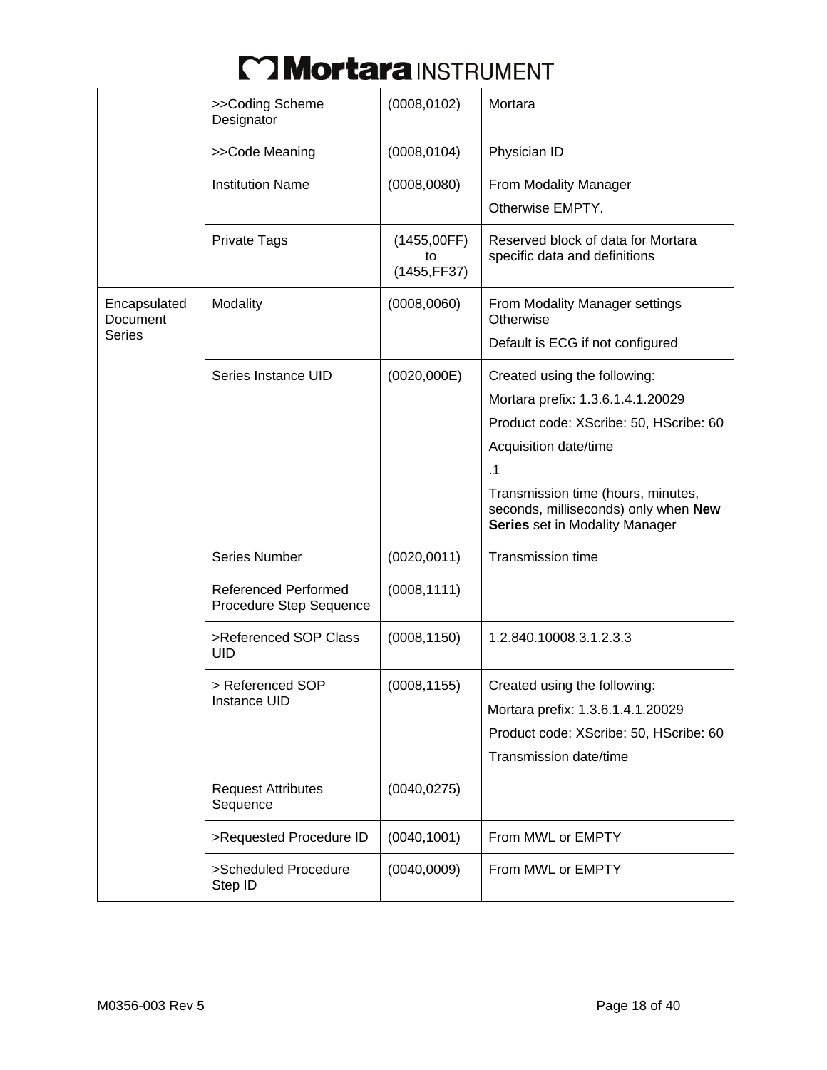| | | | |
|---|---|---|---|
| | >>Coding Scheme Designator | (0008,0102) | Mortara |
| | >>Code Meaning | (0008,0104) | Physician ID |
| | Institution Name | (0008,0080) | From Modality Manager<br>Otherwise EMPTY. |
| | Private Tags | (1455,00FF) to (1455,FF37) | Reserved block of data for Mortara specific data and definitions |
| Encapsulated Document Series | Modality | (0008,0060) | From Modality Manager settings Otherwise<br>Default is ECG if not configured |
| | Series Instance UID | (0020,000E) | Created using the following:<br>Mortara prefix: 1.3.6.1.4.1.20029<br>Product code: XScribe: 50, HScribe: 60<br>Acquisition date/time<br>.1<br>Transmission time (hours, minutes, seconds, milliseconds) only when **New Series** set in Modality Manager |
| | Series Number | (0020,0011) | Transmission time |
| | Referenced Performed Procedure Step Sequence | (0008,1111) | |
| | >Referenced SOP Class UID | (0008,1150) | 1.2.840.10008.3.1.2.3.3 |
| | > Referenced SOP Instance UID | (0008,1155) | Created using the following:<br>Mortara prefix: 1.3.6.1.4.1.20029<br>Product code: XScribe: 50, HScribe: 60<br>Transmission date/time |
| | Request Attributes Sequence | (0040,0275) | |
| | >Requested Procedure ID | (0040,1001) | From MWL or EMPTY |
| | >Scheduled Procedure Step ID | (0040,0009) | From MWL or EMPTY |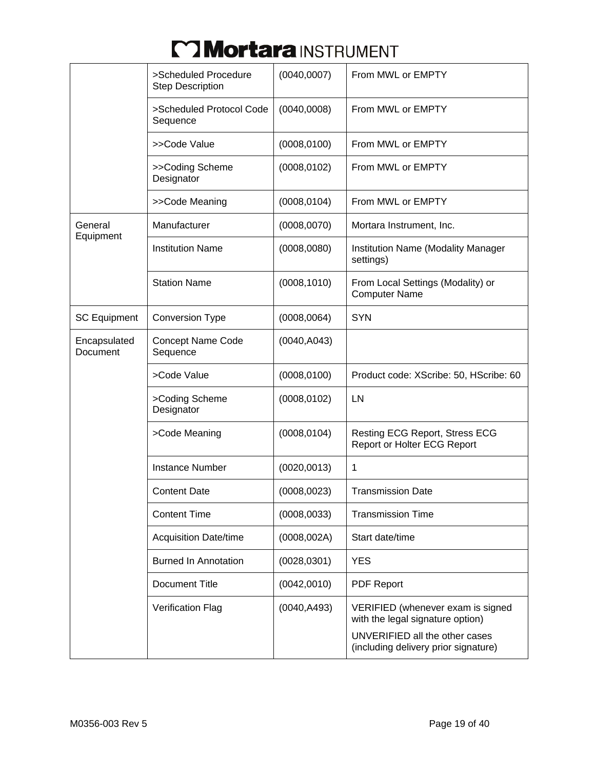| | | | |
|---|---|---|---|
| | >Scheduled Procedure Step Description | (0040,0007) | From MWL or EMPTY |
| | >Scheduled Protocol Code Sequence | (0040,0008) | From MWL or EMPTY |
| | >>Code Value | (0008,0100) | From MWL or EMPTY |
| | >>Coding Scheme Designator | (0008,0102) | From MWL or EMPTY |
| | >>Code Meaning | (0008,0104) | From MWL or EMPTY |
| General Equipment | Manufacturer | (0008,0070) | Mortara Instrument, Inc. |
| | Institution Name | (0008,0080) | Institution Name (Modality Manager settings) |
| | Station Name | (0008,1010) | From Local Settings (Modality) or Computer Name |
| SC Equipment | Conversion Type | (0008,0064) | SYN |
| Encapsulated Document | Concept Name Code Sequence | (0040,A043) | |
| | >Code Value | (0008,0100) | Product code: XScribe: 50, HScribe: 60 |
| | >Coding Scheme Designator | (0008,0102) | LN |
| | >Code Meaning | (0008,0104) | Resting ECG Report, Stress ECG Report or Holter ECG Report |
| | Instance Number | (0020,0013) | 1 |
| | Content Date | (0008,0023) | Transmission Date |
| | Content Time | (0008,0033) | Transmission Time |
| | Acquisition Date/time | (0008,002A) | Start date/time |
| | Burned In Annotation | (0028,0301) | YES |
| | Document Title | (0042,0010) | PDF Report |
| | Verification Flag | (0040,A493) | VERIFIED (whenever exam is signed with the legal signature option)<br>UNVERIFIED all the other cases (including delivery prior signature) |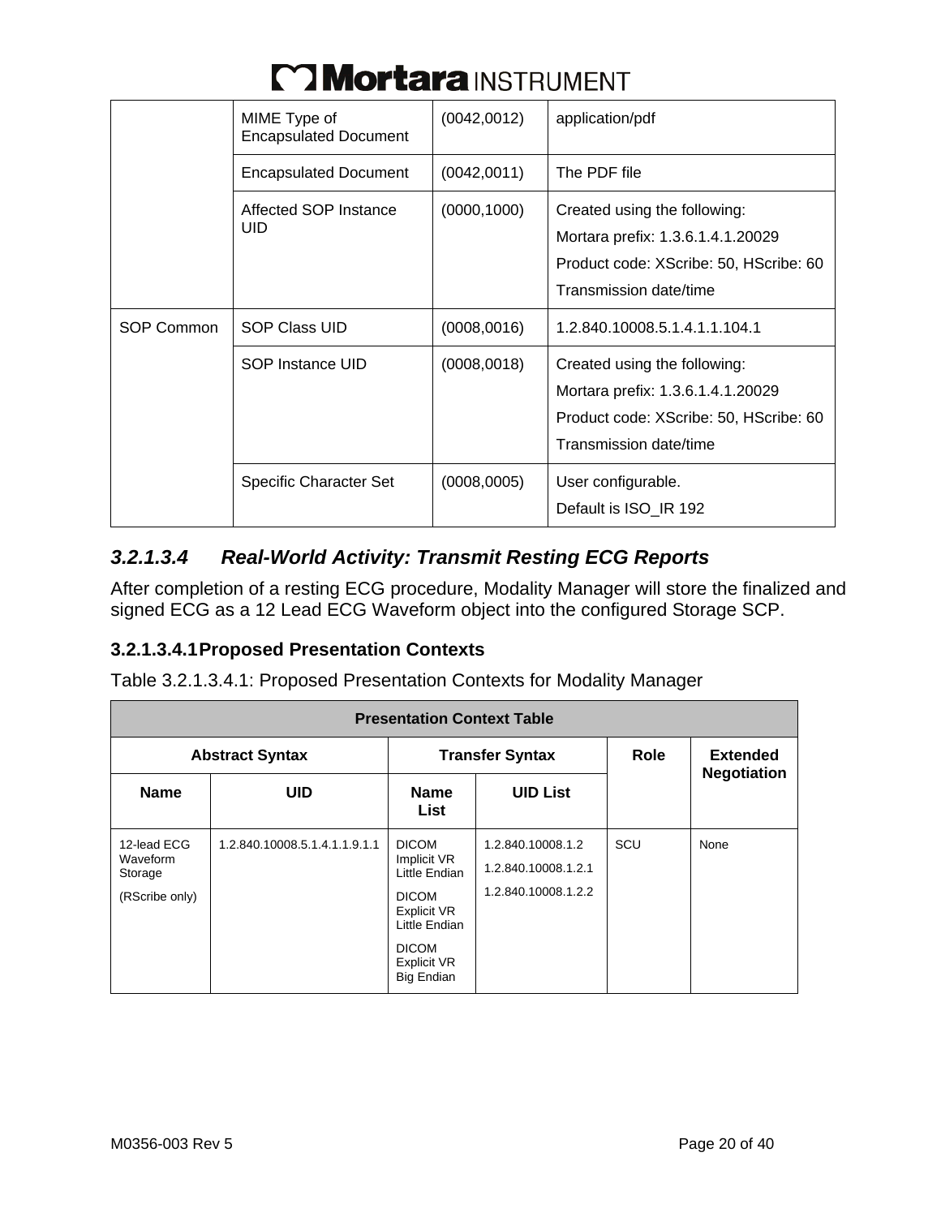| | MIME Type of Encapsulated Document | (0042,0012) | application/pdf |
|---|---|---|---|
| | Encapsulated Document | (0042,0011) | The PDF file |
| | Affected SOP Instance UID | (0000,1000) | Created using the following:<br>Mortara prefix: 1.3.6.1.4.1.20029<br>Product code: XScribe: 50, HScribe: 60<br>Transmission date/time |
| SOP Common | SOP Class UID | (0008,0016) | 1.2.840.10008.5.1.4.1.1.104.1 |
| | SOP Instance UID | (0008,0018) | Created using the following:<br>Mortara prefix: 1.3.6.1.4.1.20029<br>Product code: XScribe: 50, HScribe: 60<br>Transmission date/time |
| | Specific Character Set | (0008,0005) | User configurable.<br>Default is ISO_IR 192 |

### *3.2.1.3.4 Real-World Activity: Transmit Resting ECG Reports*

After completion of a resting ECG procedure, Modality Manager will store the finalized and signed ECG as a 12 Lead ECG Waveform object into the configured Storage SCP.

#### 3.2.1.3.4.1 Proposed Presentation Contexts

Table 3.2.1.3.4.1: Proposed Presentation Contexts for Modality Manager

| **Presentation Context Table** | | | | | |
|---|---|---|---|---|---|
| **Abstract Syntax** | | **Transfer Syntax** | | **Role** | **Extended Negotiation** |
| **Name** | **UID** | **Name List** | **UID List** | | |
| 12-lead ECG Waveform Storage<br>(RScribe only) | 1.2.840.10008.5.1.4.1.1.9.1.1 | DICOM Implicit VR Little Endian<br>DICOM Explicit VR Little Endian<br>DICOM Explicit VR Big Endian | 1.2.840.10008.1.2<br>1.2.840.10008.1.2.1<br>1.2.840.10008.1.2.2 | SCU | None |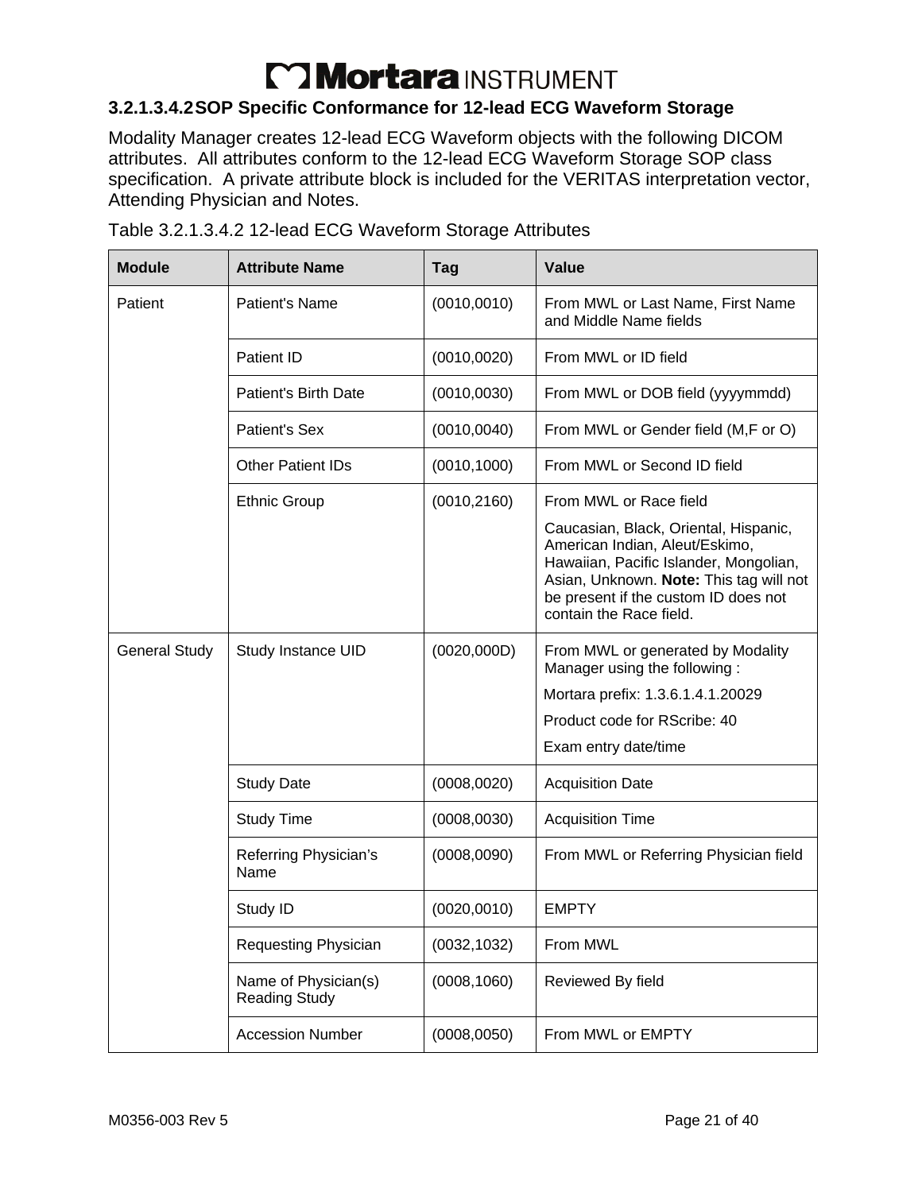### 3.2.1.3.4.2 SOP Specific Conformance for 12-lead ECG Waveform Storage

Modality Manager creates 12-lead ECG Waveform objects with the following DICOM attributes. All attributes conform to the 12-lead ECG Waveform Storage SOP class specification. A private attribute block is included for the VERITAS interpretation vector, Attending Physician and Notes.

Table 3.2.1.3.4.2 12-lead ECG Waveform Storage Attributes

| Module | Attribute Name | Tag | Value |
|---|---|---|---|
| Patient | Patient's Name | (0010,0010) | From MWL or Last Name, First Name and Middle Name fields |
| | Patient ID | (0010,0020) | From MWL or ID field |
| | Patient's Birth Date | (0010,0030) | From MWL or DOB field (yyyymmdd) |
| | Patient's Sex | (0010,0040) | From MWL or Gender field (M,F or O) |
| | Other Patient IDs | (0010,1000) | From MWL or Second ID field |
| | Ethnic Group | (0010,2160) | From MWL or Race field<br>Caucasian, Black, Oriental, Hispanic, American Indian, Aleut/Eskimo, Hawaiian, Pacific Islander, Mongolian, Asian, Unknown. **Note:** This tag will not be present if the custom ID does not contain the Race field. |
| General Study | Study Instance UID | (0020,000D) | From MWL or generated by Modality Manager using the following :<br>Mortara prefix: 1.3.6.1.4.1.20029<br>Product code for RScribe: 40<br>Exam entry date/time |
| | Study Date | (0008,0020) | Acquisition Date |
| | Study Time | (0008,0030) | Acquisition Time |
| | Referring Physician's Name | (0008,0090) | From MWL or Referring Physician field |
| | Study ID | (0020,0010) | EMPTY |
| | Requesting Physician | (0032,1032) | From MWL |
| | Name of Physician(s) Reading Study | (0008,1060) | Reviewed By field |
| | Accession Number | (0008,0050) | From MWL or EMPTY |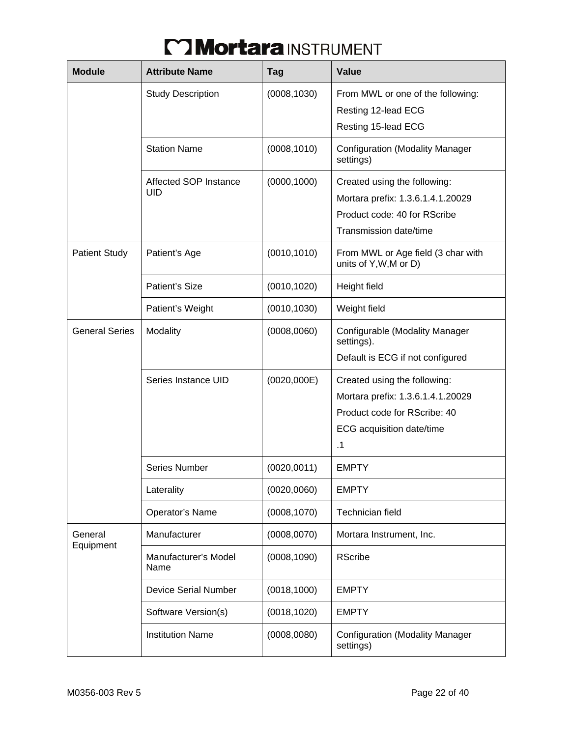| Module | Attribute Name | Tag | Value |
|---|---|---|---|
| | Study Description | (0008,1030) | From MWL or one of the following:<br>Resting 12-lead ECG<br>Resting 15-lead ECG |
| | Station Name | (0008,1010) | Configuration (Modality Manager settings) |
| | Affected SOP Instance UID | (0000,1000) | Created using the following:<br>Mortara prefix: 1.3.6.1.4.1.20029<br>Product code: 40 for RScribe<br>Transmission date/time |
| Patient Study | Patient's Age | (0010,1010) | From MWL or Age field (3 char with units of Y,W,M or D) |
| | Patient's Size | (0010,1020) | Height field |
| | Patient's Weight | (0010,1030) | Weight field |
| General Series | Modality | (0008,0060) | Configurable (Modality Manager settings).<br>Default is ECG if not configured |
| | Series Instance UID | (0020,000E) | Created using the following:<br>Mortara prefix: 1.3.6.1.4.1.20029<br>Product code for RScribe: 40<br>ECG acquisition date/time<br>.1 |
| | Series Number | (0020,0011) | EMPTY |
| | Laterality | (0020,0060) | EMPTY |
| | Operator's Name | (0008,1070) | Technician field |
| General Equipment | Manufacturer | (0008,0070) | Mortara Instrument, Inc. |
| | Manufacturer's Model Name | (0008,1090) | RScribe |
| | Device Serial Number | (0018,1000) | EMPTY |
| | Software Version(s) | (0018,1020) | EMPTY |
| | Institution Name | (0008,0080) | Configuration (Modality Manager settings) |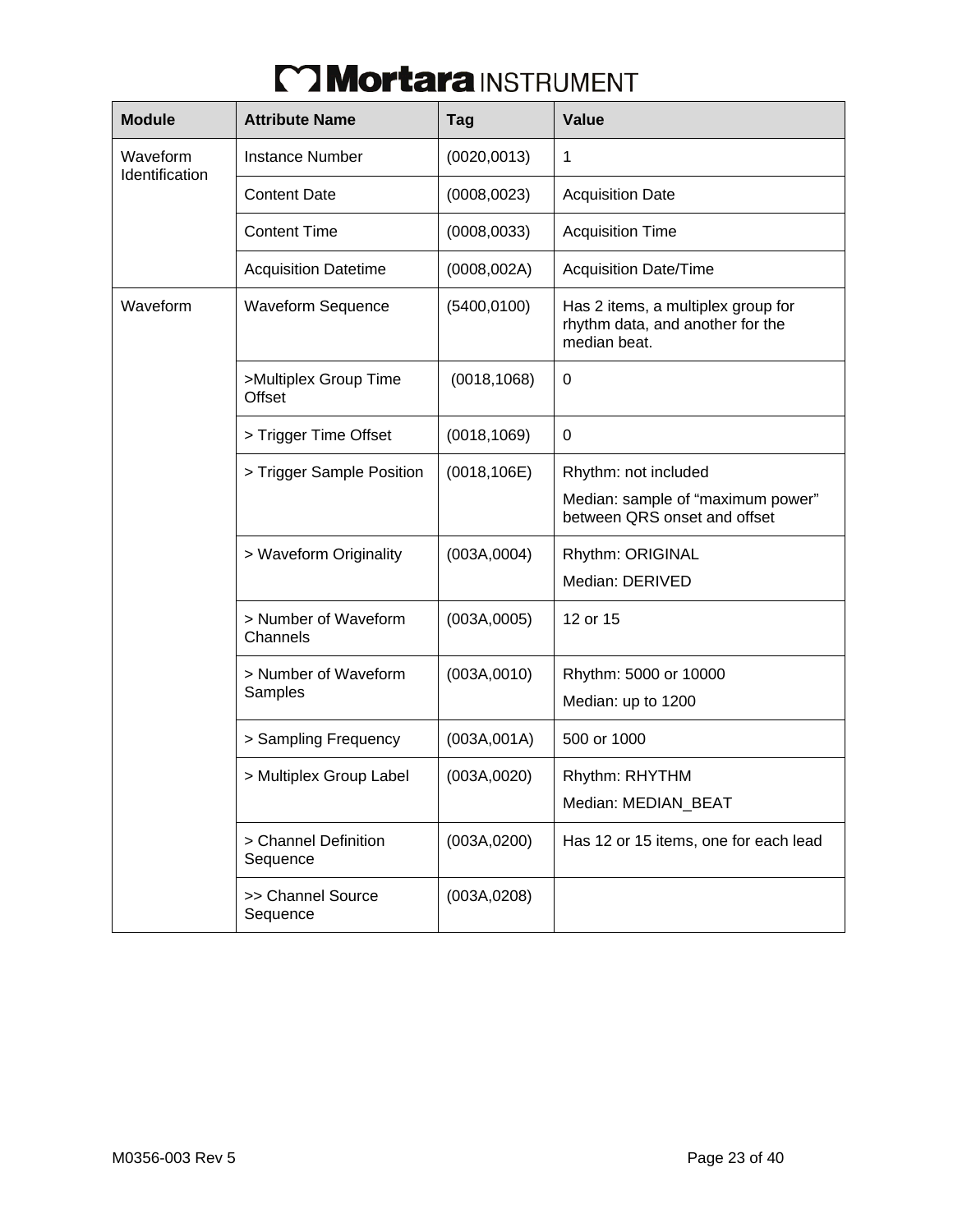| Module | Attribute Name | Tag | Value |
|---|---|---|---|
| Waveform Identification | Instance Number | (0020,0013) | 1 |
| | Content Date | (0008,0023) | Acquisition Date |
| | Content Time | (0008,0033) | Acquisition Time |
| | Acquisition Datetime | (0008,002A) | Acquisition Date/Time |
| Waveform | Waveform Sequence | (5400,0100) | Has 2 items, a multiplex group for rhythm data, and another for the median beat. |
| | >Multiplex Group Time Offset | (0018,1068) | 0 |
| | > Trigger Time Offset | (0018,1069) | 0 |
| | > Trigger Sample Position | (0018,106E) | Rhythm: not included<br>Median: sample of “maximum power” between QRS onset and offset |
| | > Waveform Originality | (003A,0004) | Rhythm: ORIGINAL<br>Median: DERIVED |
| | > Number of Waveform Channels | (003A,0005) | 12 or 15 |
| | > Number of Waveform Samples | (003A,0010) | Rhythm: 5000 or 10000<br>Median: up to 1200 |
| | > Sampling Frequency | (003A,001A) | 500 or 1000 |
| | > Multiplex Group Label | (003A,0020) | Rhythm: RHYTHM<br>Median: MEDIAN_BEAT |
| | > Channel Definition Sequence | (003A,0200) | Has 12 or 15 items, one for each lead |
| | >> Channel Source Sequence | (003A,0208) | |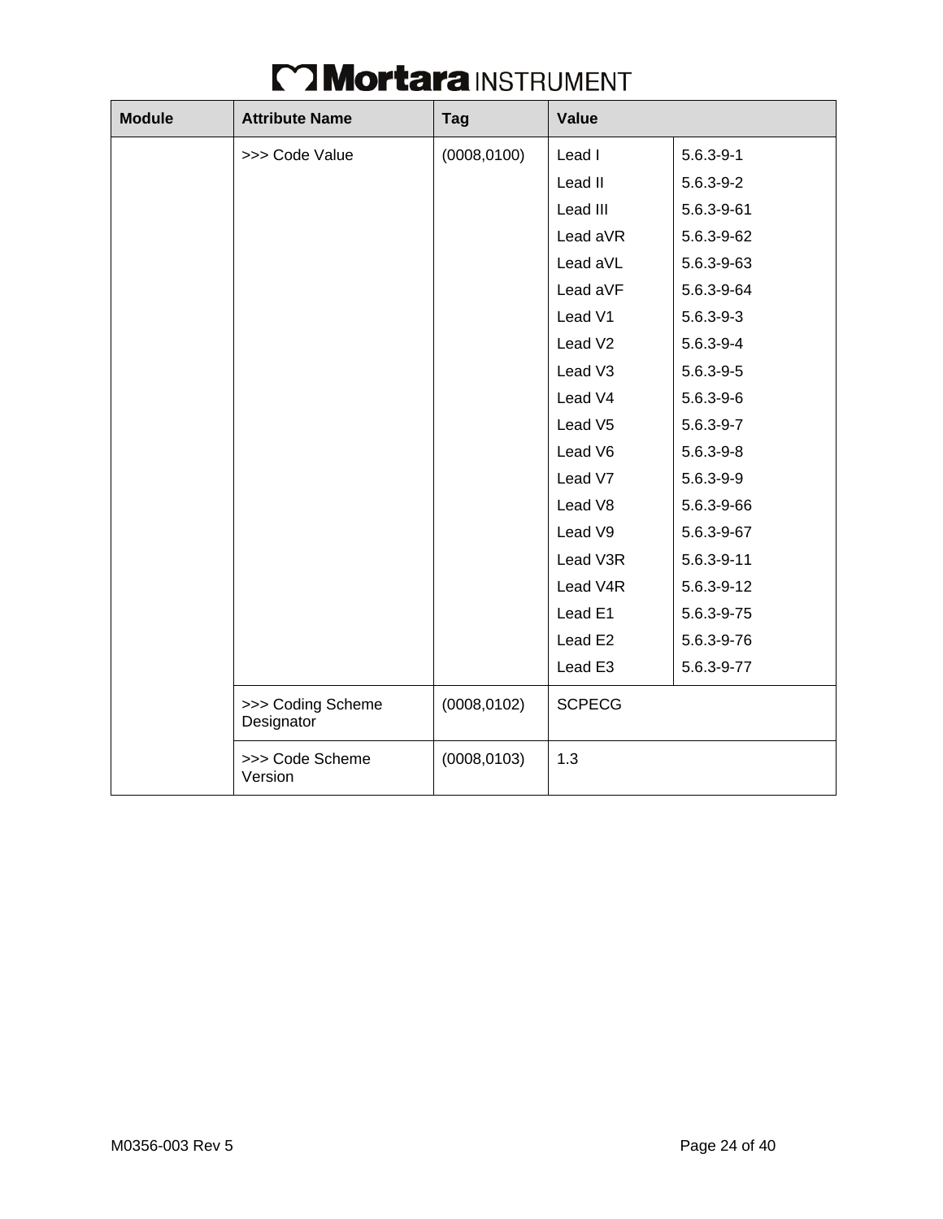| Module | Attribute Name | Tag | Value | |
|---|---|---|---|---|
| | >>> Code Value | (0008,0100) | Lead I | 5.6.3-9-1 |
| | | | Lead II | 5.6.3-9-2 |
| | | | Lead III | 5.6.3-9-61 |
| | | | Lead aVR | 5.6.3-9-62 |
| | | | Lead aVL | 5.6.3-9-63 |
| | | | Lead aVF | 5.6.3-9-64 |
| | | | Lead V1 | 5.6.3-9-3 |
| | | | Lead V2 | 5.6.3-9-4 |
| | | | Lead V3 | 5.6.3-9-5 |
| | | | Lead V4 | 5.6.3-9-6 |
| | | | Lead V5 | 5.6.3-9-7 |
| | | | Lead V6 | 5.6.3-9-8 |
| | | | Lead V7 | 5.6.3-9-9 |
| | | | Lead V8 | 5.6.3-9-66 |
| | | | Lead V9 | 5.6.3-9-67 |
| | | | Lead V3R | 5.6.3-9-11 |
| | | | Lead V4R | 5.6.3-9-12 |
| | | | Lead E1 | 5.6.3-9-75 |
| | | | Lead E2 | 5.6.3-9-76 |
| | | | Lead E3 | 5.6.3-9-77 |
| | >>> Coding Scheme Designator | (0008,0102) | SCPECG | |
| | >>> Code Scheme Version | (0008,0103) | 1.3 | |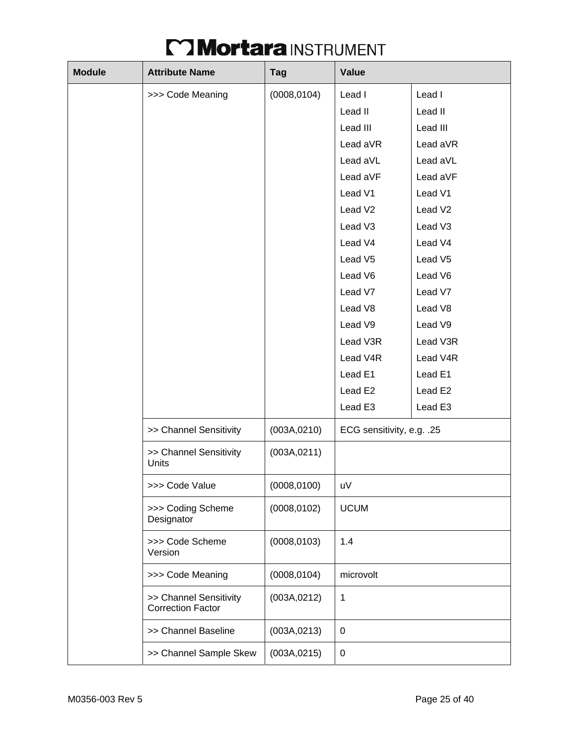| Module | Attribute Name | Tag | Value | |
|---|---|---|---|---|
| | >>> Code Meaning | (0008,0104) | Lead I<br>Lead II<br>Lead III<br>Lead aVR<br>Lead aVL<br>Lead aVF<br>Lead V1<br>Lead V2<br>Lead V3<br>Lead V4<br>Lead V5<br>Lead V6<br>Lead V7<br>Lead V8<br>Lead V9<br>Lead V3R<br>Lead V4R<br>Lead E1<br>Lead E2<br>Lead E3 | Lead I<br>Lead II<br>Lead III<br>Lead aVR<br>Lead aVL<br>Lead aVF<br>Lead V1<br>Lead V2<br>Lead V3<br>Lead V4<br>Lead V5<br>Lead V6<br>Lead V7<br>Lead V8<br>Lead V9<br>Lead V3R<br>Lead V4R<br>Lead E1<br>Lead E2<br>Lead E3 |
| | >> Channel Sensitivity | (003A,0210) | ECG sensitivity, e.g. .25 | |
| | >> Channel Sensitivity Units | (003A,0211) | | |
| | >>> Code Value | (0008,0100) | uV | |
| | >>> Coding Scheme Designator | (0008,0102) | UCUM | |
| | >>> Code Scheme Version | (0008,0103) | 1.4 | |
| | >>> Code Meaning | (0008,0104) | microvolt | |
| | >> Channel Sensitivity Correction Factor | (003A,0212) | 1 | |
| | >> Channel Baseline | (003A,0213) | 0 | |
| | >> Channel Sample Skew | (003A,0215) | 0 | |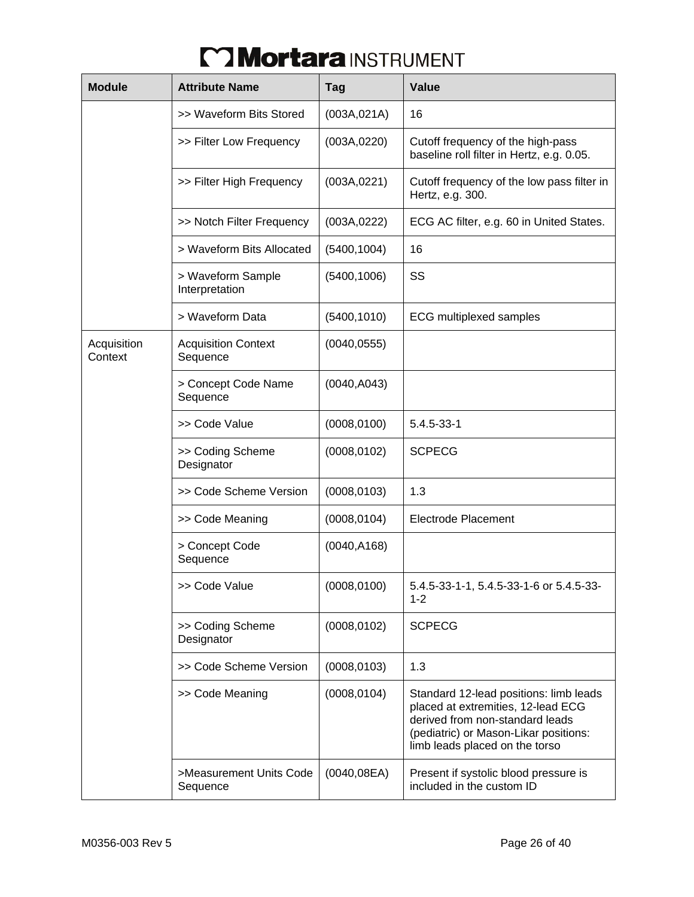| Module | Attribute Name | Tag | Value |
| --- | --- | --- | --- |
| | >> Waveform Bits Stored | (003A,021A) | 16 |
| | >> Filter Low Frequency | (003A,0220) | Cutoff frequency of the high-pass baseline roll filter in Hertz, e.g. 0.05. |
| | >> Filter High Frequency | (003A,0221) | Cutoff frequency of the low pass filter in Hertz, e.g. 300. |
| | >> Notch Filter Frequency | (003A,0222) | ECG AC filter, e.g. 60 in United States. |
| | > Waveform Bits Allocated | (5400,1004) | 16 |
| | > Waveform Sample Interpretation | (5400,1006) | SS |
| | > Waveform Data | (5400,1010) | ECG multiplexed samples |
| Acquisition Context | Acquisition Context Sequence | (0040,0555) | |
| | > Concept Code Name Sequence | (0040,A043) | |
| | >> Code Value | (0008,0100) | 5.4.5-33-1 |
| | >> Coding Scheme Designator | (0008,0102) | SCPECG |
| | >> Code Scheme Version | (0008,0103) | 1.3 |
| | >> Code Meaning | (0008,0104) | Electrode Placement |
| | > Concept Code Sequence | (0040,A168) | |
| | >> Code Value | (0008,0100) | 5.4.5-33-1-1, 5.4.5-33-1-6 or 5.4.5-33-1-2 |
| | >> Coding Scheme Designator | (0008,0102) | SCPECG |
| | >> Code Scheme Version | (0008,0103) | 1.3 |
| | >> Code Meaning | (0008,0104) | Standard 12-lead positions: limb leads placed at extremities, 12-lead ECG derived from non-standard leads (pediatric) or Mason-Likar positions: limb leads placed on the torso |
| | >Measurement Units Code Sequence | (0040,08EA) | Present if systolic blood pressure is included in the custom ID |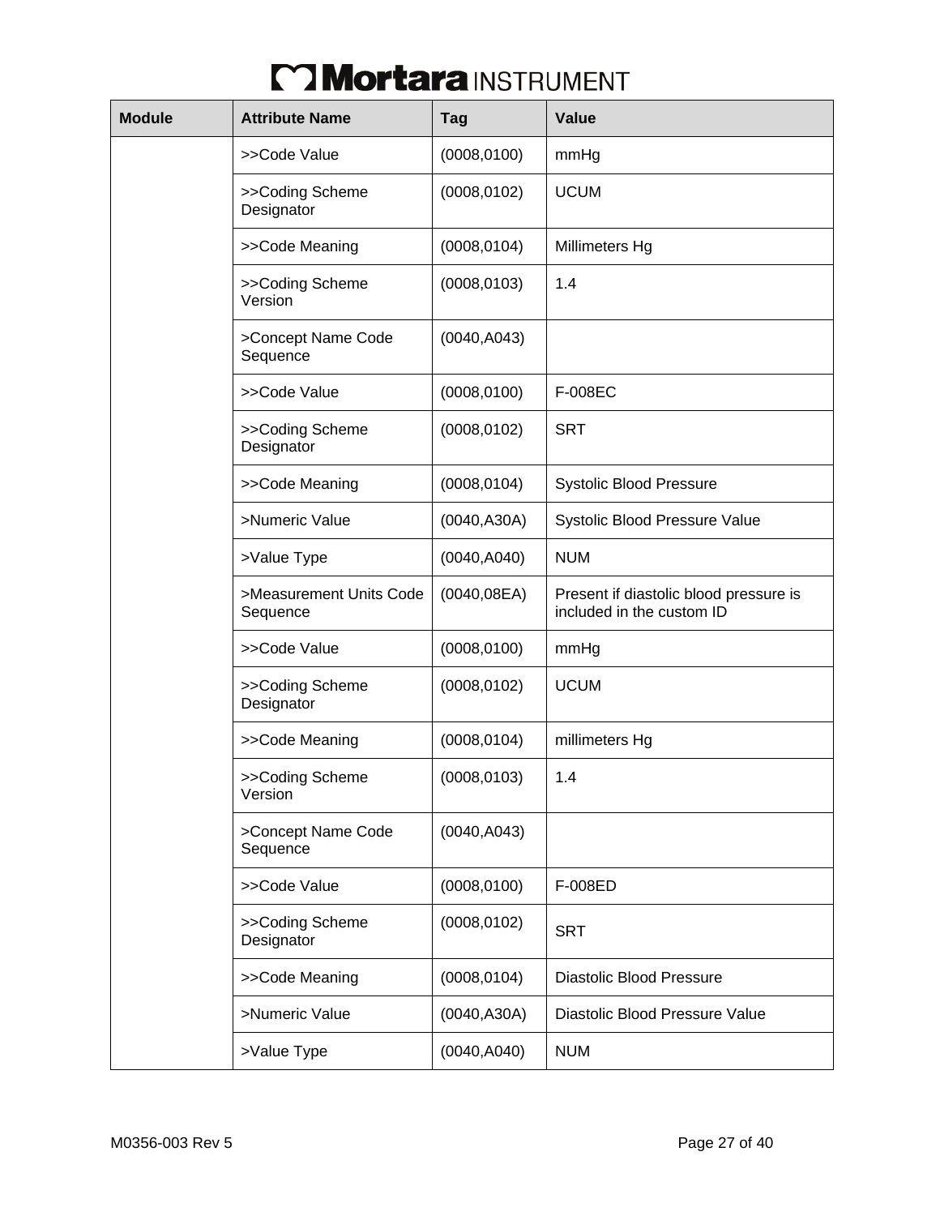| Module | Attribute Name | Tag | Value |
|---|---|---|---|
| | >>Code Value | (0008,0100) | mmHg |
| | >>Coding Scheme Designator | (0008,0102) | UCUM |
| | >>Code Meaning | (0008,0104) | Millimeters Hg |
| | >>Coding Scheme Version | (0008,0103) | 1.4 |
| | >Concept Name Code Sequence | (0040,A043) | |
| | >>Code Value | (0008,0100) | F-008EC |
| | >>Coding Scheme Designator | (0008,0102) | SRT |
| | >>Code Meaning | (0008,0104) | Systolic Blood Pressure |
| | >Numeric Value | (0040,A30A) | Systolic Blood Pressure Value |
| | >Value Type | (0040,A040) | NUM |
| | >Measurement Units Code Sequence | (0040,08EA) | Present if diastolic blood pressure is included in the custom ID |
| | >>Code Value | (0008,0100) | mmHg |
| | >>Coding Scheme Designator | (0008,0102) | UCUM |
| | >>Code Meaning | (0008,0104) | millimeters Hg |
| | >>Coding Scheme Version | (0008,0103) | 1.4 |
| | >Concept Name Code Sequence | (0040,A043) | |
| | >>Code Value | (0008,0100) | F-008ED |
| | >>Coding Scheme Designator | (0008,0102) | SRT |
| | >>Code Meaning | (0008,0104) | Diastolic Blood Pressure |
| | >Numeric Value | (0040,A30A) | Diastolic Blood Pressure Value |
| | >Value Type | (0040,A040) | NUM |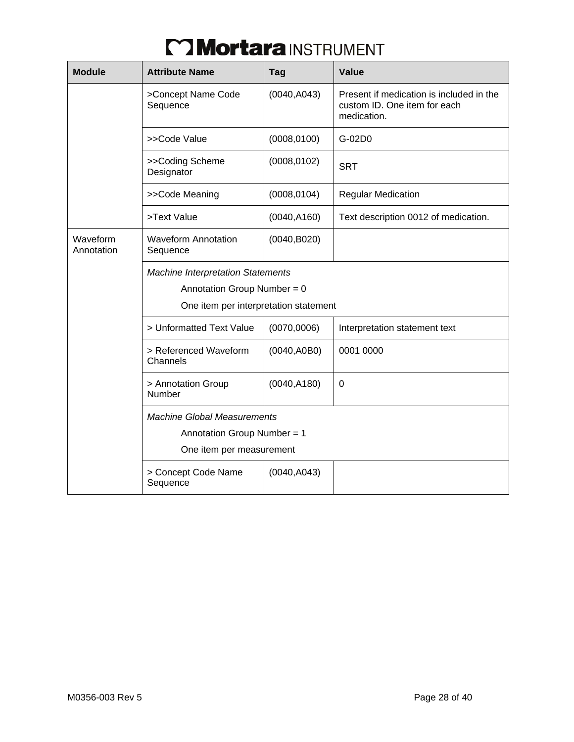| Module | Attribute Name | Tag | Value |
|---|---|---|---|
| | >Concept Name Code Sequence | (0040,A043) | Present if medication is included in the custom ID. One item for each medication. |
| | >>Code Value | (0008,0100) | G-02D0 |
| | >>Coding Scheme Designator | (0008,0102) | SRT |
| | >>Code Meaning | (0008,0104) | Regular Medication |
| | >Text Value | (0040,A160) | Text description 0012 of medication. |
| Waveform Annotation | Waveform Annotation Sequence | (0040,B020) | |
| | *Machine Interpretation Statements*<br>Annotation Group Number = 0<br>One item per interpretation statement | | |
| | > Unformatted Text Value | (0070,0006) | Interpretation statement text |
| | > Referenced Waveform Channels | (0040,A0B0) | 0001 0000 |
| | > Annotation Group Number | (0040,A180) | 0 |
| | *Machine Global Measurements*<br>Annotation Group Number = 1<br>One item per measurement | | |
| | > Concept Code Name Sequence | (0040,A043) | |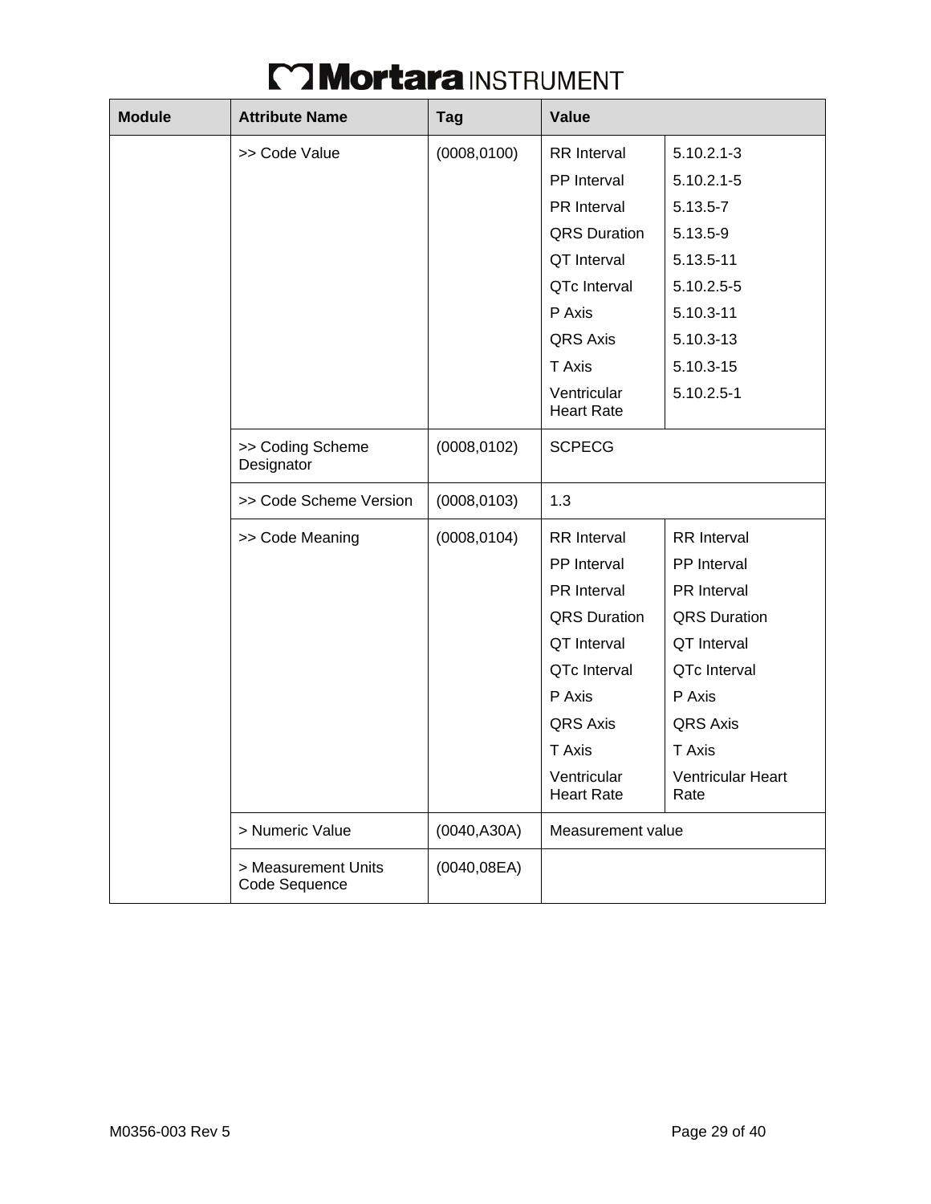| Module | Attribute Name | Tag | Value | |
|---|---|---|---|---|
| | >> Code Value | (0008,0100) | RR Interval | 5.10.2.1-3 |
| | | | PP Interval | 5.10.2.1-5 |
| | | | PR Interval | 5.13.5-7 |
| | | | QRS Duration | 5.13.5-9 |
| | | | QT Interval | 5.13.5-11 |
| | | | QTc Interval | 5.10.2.5-5 |
| | | | P Axis | 5.10.3-11 |
| | | | QRS Axis | 5.10.3-13 |
| | | | T Axis | 5.10.3-15 |
| | | | Ventricular Heart Rate | 5.10.2.5-1 |
| | >> Coding Scheme Designator | (0008,0102) | SCPECG | |
| | >> Code Scheme Version | (0008,0103) | 1.3 | |
| | >> Code Meaning | (0008,0104) | RR Interval | RR Interval |
| | | | PP Interval | PP Interval |
| | | | PR Interval | PR Interval |
| | | | QRS Duration | QRS Duration |
| | | | QT Interval | QT Interval |
| | | | QTc Interval | QTc Interval |
| | | | P Axis | P Axis |
| | | | QRS Axis | QRS Axis |
| | | | T Axis | T Axis |
| | | | Ventricular Heart Rate | Ventricular Heart Rate |
| | > Numeric Value | (0040,A30A) | Measurement value | |
| | > Measurement Units Code Sequence | (0040,08EA) | | |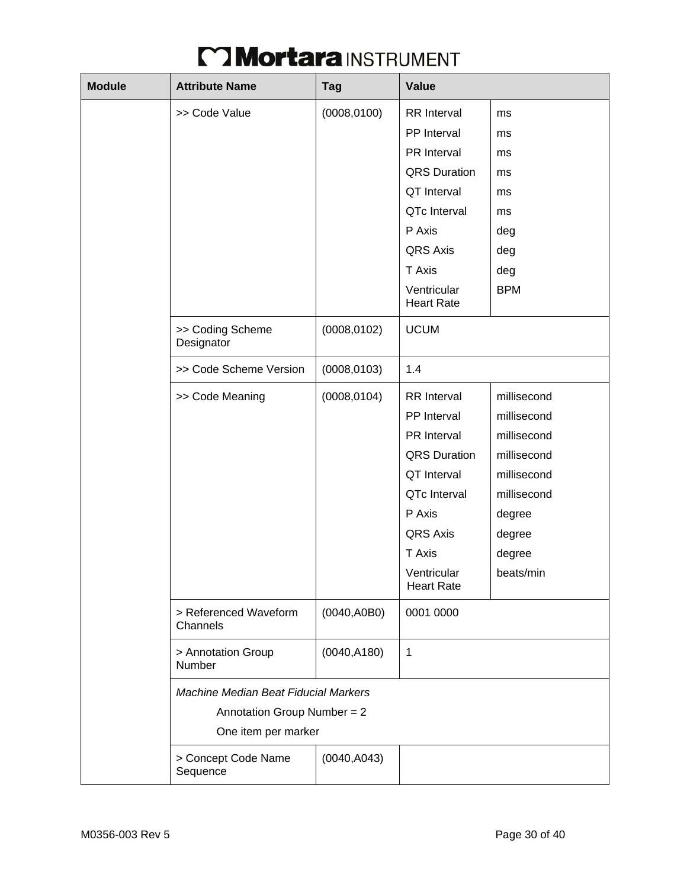| Module | Attribute Name | Tag | Value |
|---|---|---|---|
| | >> Code Value | (0008,0100) | RR Interval: ms<br>PP Interval: ms<br>PR Interval: ms<br>QRS Duration: ms<br>QT Interval: ms<br>QTc Interval: ms<br>P Axis: deg<br>QRS Axis: deg<br>T Axis: deg<br>Ventricular Heart Rate: BPM |
| | >> Coding Scheme Designator | (0008,0102) | UCUM |
| | >> Code Scheme Version | (0008,0103) | 1.4 |
| | >> Code Meaning | (0008,0104) | RR Interval: millisecond<br>PP Interval: millisecond<br>PR Interval: millisecond<br>QRS Duration: millisecond<br>QT Interval: millisecond<br>QTc Interval: millisecond<br>P Axis: degree<br>QRS Axis: degree<br>T Axis: degree<br>Ventricular Heart Rate: beats/min |
| | > Referenced Waveform Channels | (0040,A0B0) | 0001 0000 |
| | > Annotation Group Number | (0040,A180) | 1 |
| | *Machine Median Beat Fiducial Markers*<br>Annotation Group Number = 2<br>One item per marker | | |
| | > Concept Code Name Sequence | (0040,A043) | |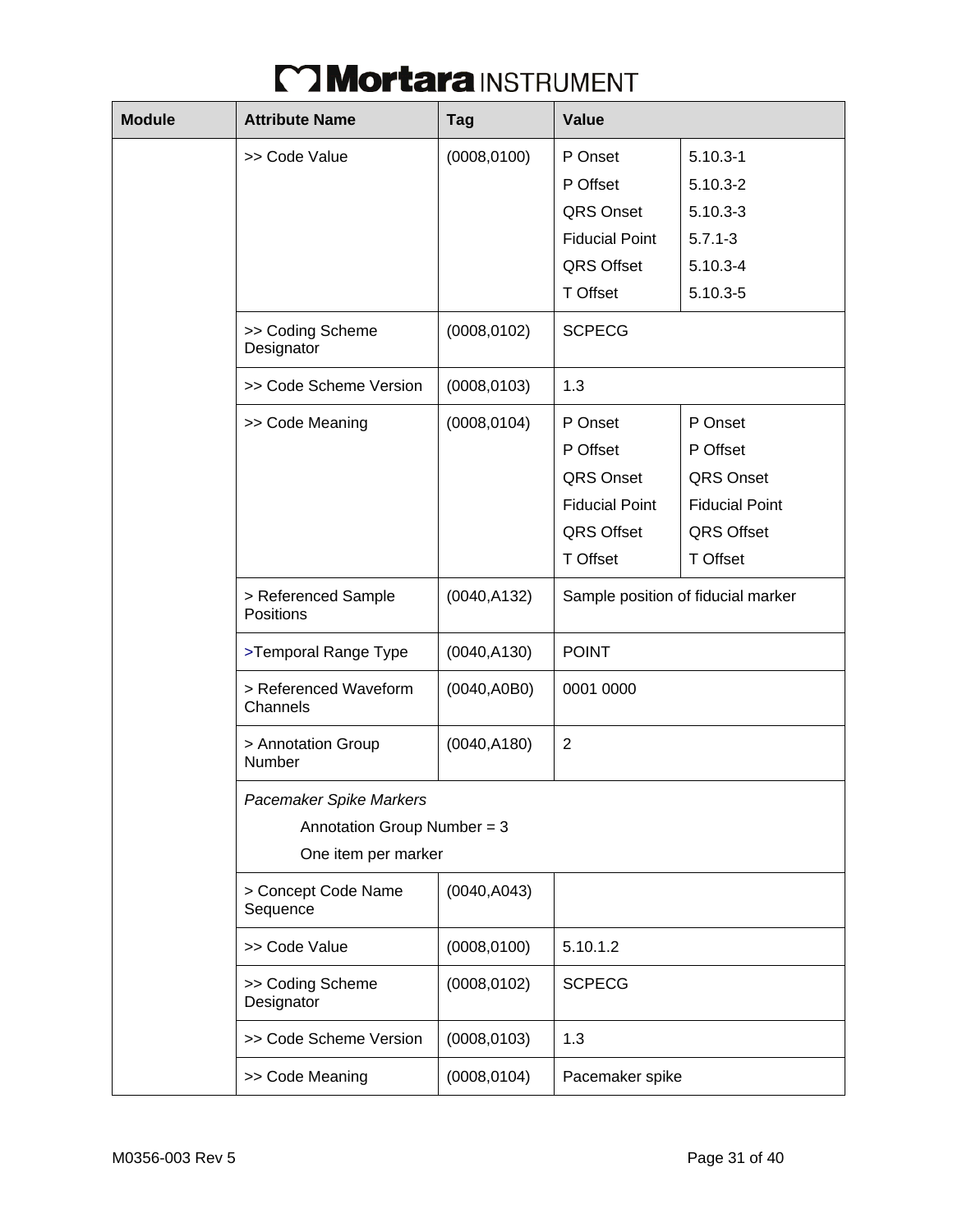| Module | Attribute Name | Tag | Value | |
|---|---|---|---|---|
| | >> Code Value | (0008,0100) | P Onset<br>P Offset<br>QRS Onset<br>Fiducial Point<br>QRS Offset<br>T Offset | 5.10.3-1<br>5.10.3-2<br>5.10.3-3<br>5.7.1-3<br>5.10.3-4<br>5.10.3-5 |
| | >> Coding Scheme Designator | (0008,0102) | SCPECG | |
| | >> Code Scheme Version | (0008,0103) | 1.3 | |
| | >> Code Meaning | (0008,0104) | P Onset<br>P Offset<br>QRS Onset<br>Fiducial Point<br>QRS Offset<br>T Offset | P Onset<br>P Offset<br>QRS Onset<br>Fiducial Point<br>QRS Offset<br>T Offset |
| | > Referenced Sample Positions | (0040,A132) | Sample position of fiducial marker | |
| | >Temporal Range Type | (0040,A130) | POINT | |
| | > Referenced Waveform Channels | (0040,A0B0) | 0001 0000 | |
| | > Annotation Group Number | (0040,A180) | 2 | |
| | *Pacemaker Spike Markers*<br>Annotation Group Number = 3<br>One item per marker | | | |
| | > Concept Code Name Sequence | (0040,A043) | | |
| | >> Code Value | (0008,0100) | 5.10.1.2 | |
| | >> Coding Scheme Designator | (0008,0102) | SCPECG | |
| | >> Code Scheme Version | (0008,0103) | 1.3 | |
| | >> Code Meaning | (0008,0104) | Pacemaker spike | |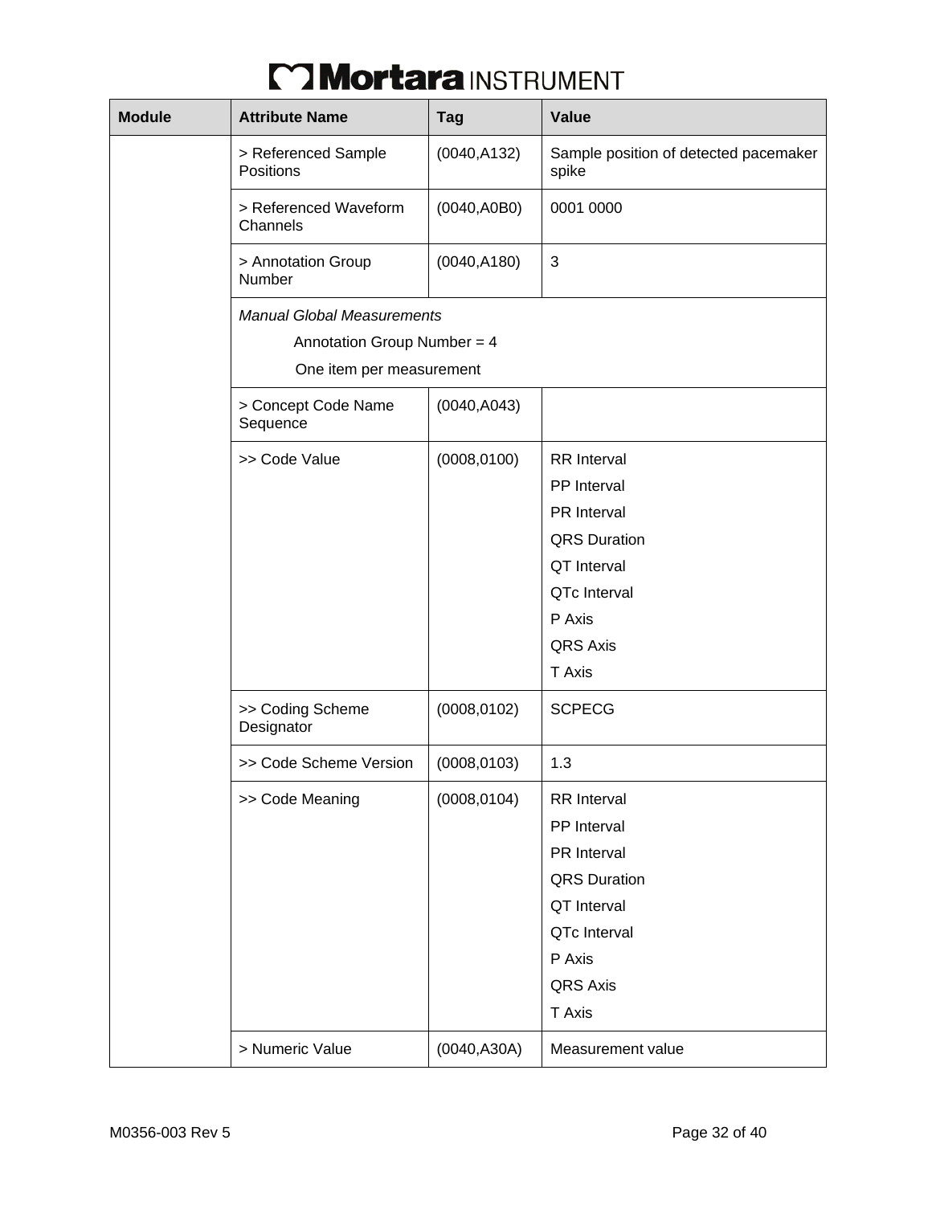| Module | Attribute Name | Tag | Value |
|---|---|---|---|
| | > Referenced Sample Positions | (0040,A132) | Sample position of detected pacemaker spike |
| | > Referenced Waveform Channels | (0040,A0B0) | 0001 0000 |
| | > Annotation Group Number | (0040,A180) | 3 |
| | *Manual Global Measurements*<br>Annotation Group Number = 4<br>One item per measurement | | |
| | > Concept Code Name Sequence | (0040,A043) | |
| | >> Code Value | (0008,0100) | RR Interval<br>PP Interval<br>PR Interval<br>QRS Duration<br>QT Interval<br>QTc Interval<br>P Axis<br>QRS Axis<br>T Axis |
| | >> Coding Scheme Designator | (0008,0102) | SCPECG |
| | >> Code Scheme Version | (0008,0103) | 1.3 |
| | >> Code Meaning | (0008,0104) | RR Interval<br>PP Interval<br>PR Interval<br>QRS Duration<br>QT Interval<br>QTc Interval<br>P Axis<br>QRS Axis<br>T Axis |
| | > Numeric Value | (0040,A30A) | Measurement value |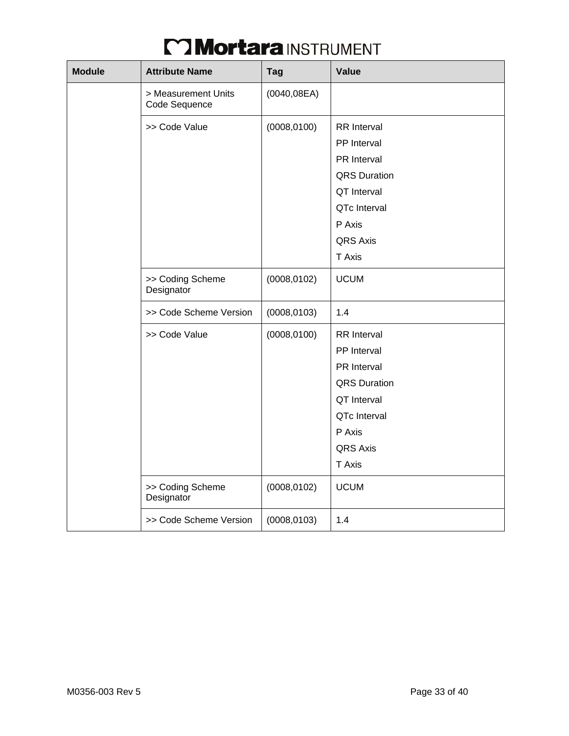| Module | Attribute Name | Tag | Value |
|---|---|---|---|
| | > Measurement Units Code Sequence | (0040,08EA) | |
| | >> Code Value | (0008,0100) | RR Interval<br>PP Interval<br>PR Interval<br>QRS Duration<br>QT Interval<br>QTc Interval<br>P Axis<br>QRS Axis<br>T Axis |
| | >> Coding Scheme Designator | (0008,0102) | UCUM |
| | >> Code Scheme Version | (0008,0103) | 1.4 |
| | >> Code Value | (0008,0100) | RR Interval<br>PP Interval<br>PR Interval<br>QRS Duration<br>QT Interval<br>QTc Interval<br>P Axis<br>QRS Axis<br>T Axis |
| | >> Coding Scheme Designator | (0008,0102) | UCUM |
| | >> Code Scheme Version | (0008,0103) | 1.4 |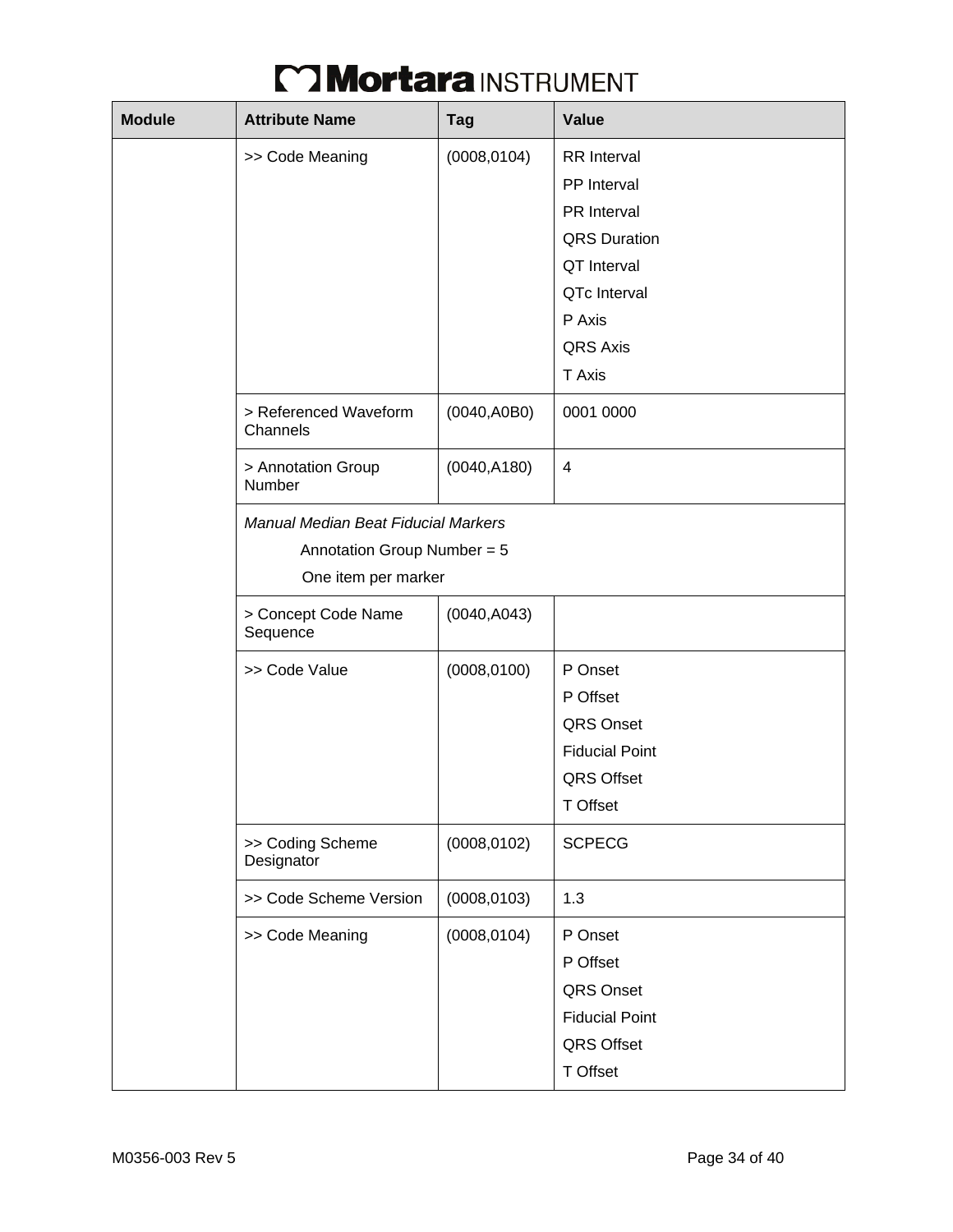| Module | Attribute Name | Tag | Value |
| --- | --- | --- | --- |
| | >> Code Meaning | (0008,0104) | RR Interval<br>PP Interval<br>PR Interval<br>QRS Duration<br>QT Interval<br>QTc Interval<br>P Axis<br>QRS Axis<br>T Axis |
| | > Referenced Waveform Channels | (0040,A0B0) | 0001 0000 |
| | > Annotation Group Number | (0040,A180) | 4 |
| | *Manual Median Beat Fiducial Markers*<br>Annotation Group Number = 5<br>One item per marker | | |
| | > Concept Code Name Sequence | (0040,A043) | |
| | >> Code Value | (0008,0100) | P Onset<br>P Offset<br>QRS Onset<br>Fiducial Point<br>QRS Offset<br>T Offset |
| | >> Coding Scheme Designator | (0008,0102) | SCPECG |
| | >> Code Scheme Version | (0008,0103) | 1.3 |
| | >> Code Meaning | (0008,0104) | P Onset<br>P Offset<br>QRS Onset<br>Fiducial Point<br>QRS Offset<br>T Offset |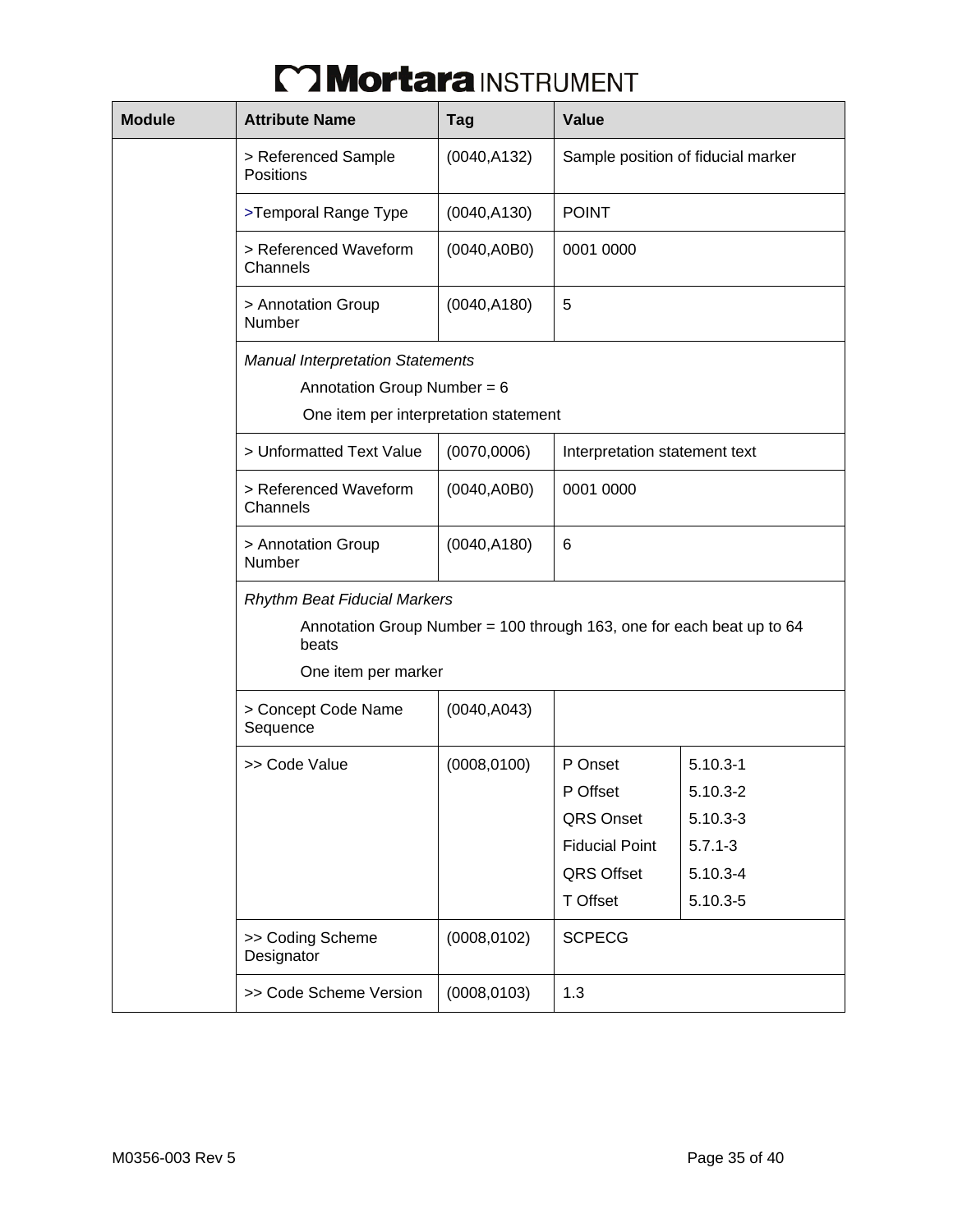| Module | Attribute Name | Tag | Value |
| --- | --- | --- | --- |
| | > Referenced Sample Positions | (0040,A132) | Sample position of fiducial marker |
| | >Temporal Range Type | (0040,A130) | POINT |
| | > Referenced Waveform Channels | (0040,A0B0) | 0001 0000 |
| | > Annotation Group Number | (0040,A180) | 5 |
| | *Manual Interpretation Statements*<br>Annotation Group Number = 6<br>One item per interpretation statement | | |
| | > Unformatted Text Value | (0070,0006) | Interpretation statement text |
| | > Referenced Waveform Channels | (0040,A0B0) | 0001 0000 |
| | > Annotation Group Number | (0040,A180) | 6 |
| | *Rhythm Beat Fiducial Markers*<br>Annotation Group Number = 100 through 163, one for each beat up to 64 beats<br>One item per marker | | |
| | > Concept Code Name Sequence | (0040,A043) | |
| | >> Code Value | (0008,0100) | P Onset 5.10.3-1<br>P Offset 5.10.3-2<br>QRS Onset 5.10.3-3<br>Fiducial Point 5.7.1-3<br>QRS Offset 5.10.3-4<br>T Offset 5.10.3-5 |
| | >> Coding Scheme Designator | (0008,0102) | SCPECG |
| | >> Code Scheme Version | (0008,0103) | 1.3 |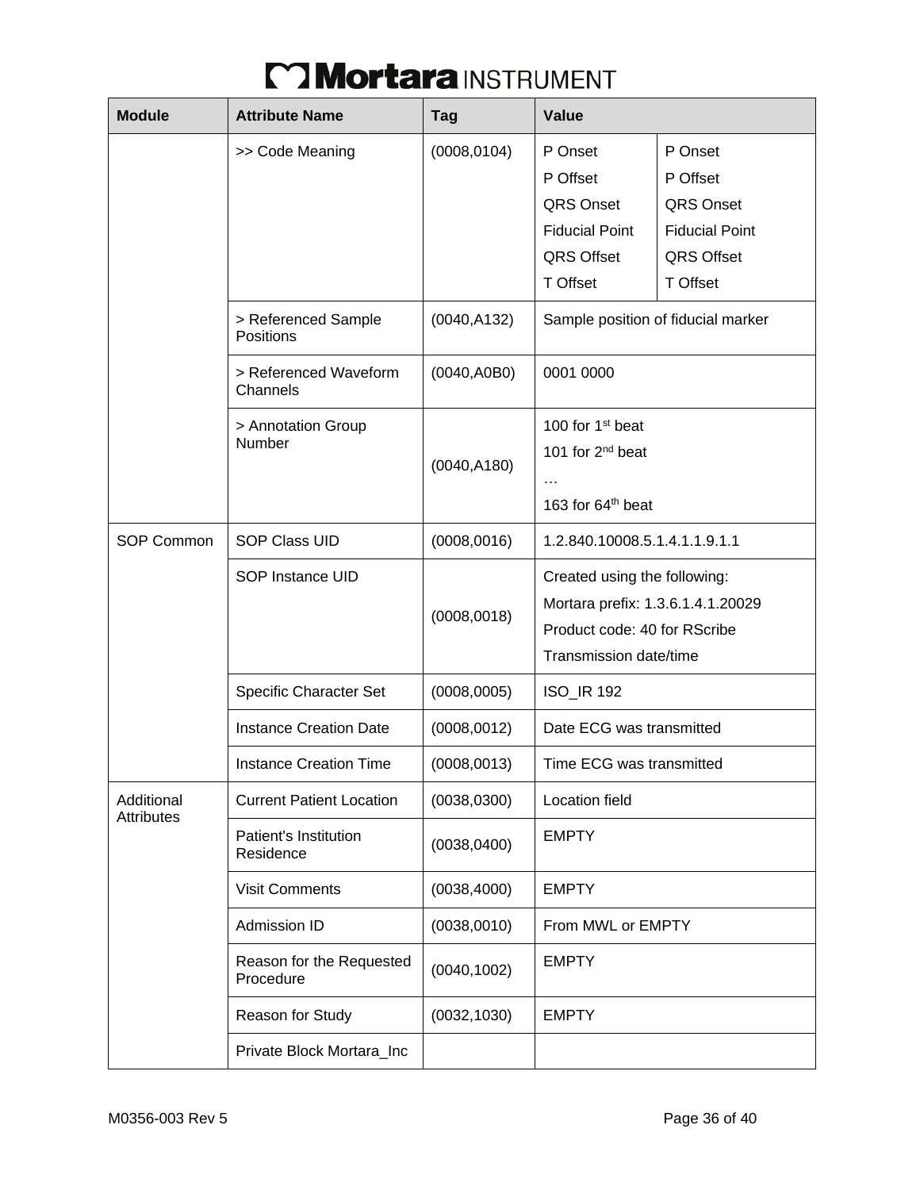| Module | Attribute Name | Tag | Value | |
|---|---|---|---|---|
| | >> Code Meaning | (0008,0104) | P Onset<br>P Offset<br>QRS Onset<br>Fiducial Point<br>QRS Offset<br>T Offset | P Onset<br>P Offset<br>QRS Onset<br>Fiducial Point<br>QRS Offset<br>T Offset |
| | > Referenced Sample Positions | (0040,A132) | Sample position of fiducial marker | |
| | > Referenced Waveform Channels | (0040,A0B0) | 0001 0000 | |
| | > Annotation Group Number | (0040,A180) | 100 for 1st beat<br>101 for 2nd beat<br>…<br>163 for 64th beat | |
| SOP Common | SOP Class UID | (0008,0016) | 1.2.840.10008.5.1.4.1.1.9.1.1 | |
| | SOP Instance UID | (0008,0018) | Created using the following:<br>Mortara prefix: 1.3.6.1.4.1.20029<br>Product code: 40 for RScribe<br>Transmission date/time | |
| | Specific Character Set | (0008,0005) | ISO_IR 192 | |
| | Instance Creation Date | (0008,0012) | Date ECG was transmitted | |
| | Instance Creation Time | (0008,0013) | Time ECG was transmitted | |
| Additional Attributes | Current Patient Location | (0038,0300) | Location field | |
| | Patient's Institution Residence | (0038,0400) | EMPTY | |
| | Visit Comments | (0038,4000) | EMPTY | |
| | Admission ID | (0038,0010) | From MWL or EMPTY | |
| | Reason for the Requested Procedure | (0040,1002) | EMPTY | |
| | Reason for Study | (0032,1030) | EMPTY | |
| | Private Block Mortara_Inc | | | |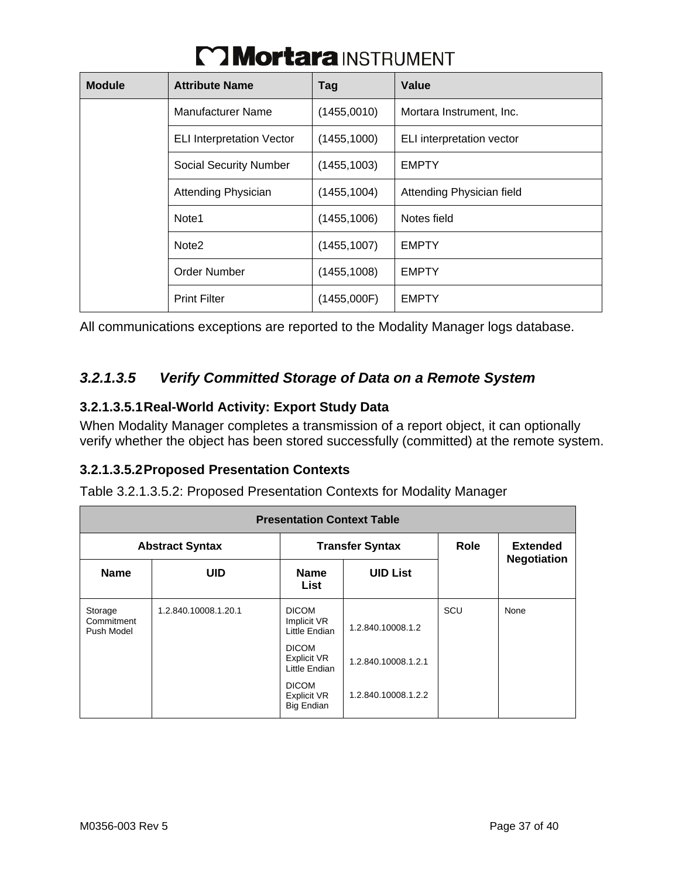| Module | Attribute Name | Tag | Value |
|---|---|---|---|
| | Manufacturer Name | (1455,0010) | Mortara Instrument, Inc. |
| | ELI Interpretation Vector | (1455,1000) | ELI interpretation vector |
| | Social Security Number | (1455,1003) | EMPTY |
| | Attending Physician | (1455,1004) | Attending Physician field |
| | Note1 | (1455,1006) | Notes field |
| | Note2 | (1455,1007) | EMPTY |
| | Order Number | (1455,1008) | EMPTY |
| | Print Filter | (1455,000F) | EMPTY |

All communications exceptions are reported to the Modality Manager logs database.

### *3.2.1.3.5 Verify Committed Storage of Data on a Remote System*

#### 3.2.1.3.5.1 Real-World Activity: Export Study Data

When Modality Manager completes a transmission of a report object, it can optionally verify whether the object has been stored successfully (committed) at the remote system.

#### 3.2.1.3.5.2 Proposed Presentation Contexts

Table 3.2.1.3.5.2: Proposed Presentation Contexts for Modality Manager

| Presentation Context Table | | | | | |
|---|---|---|---|---|---|
| Abstract Syntax | | Transfer Syntax | | Role | Extended Negotiation |
| Name | UID | Name List | UID List | | |
| Storage Commitment Push Model | 1.2.840.10008.1.20.1 | DICOM Implicit VR Little Endian | 1.2.840.10008.1.2 | SCU | None |
| | | DICOM Explicit VR Little Endian | 1.2.840.10008.1.2.1 | | |
| | | DICOM Explicit VR Big Endian | 1.2.840.10008.1.2.2 | | |

M0356-003 Rev 5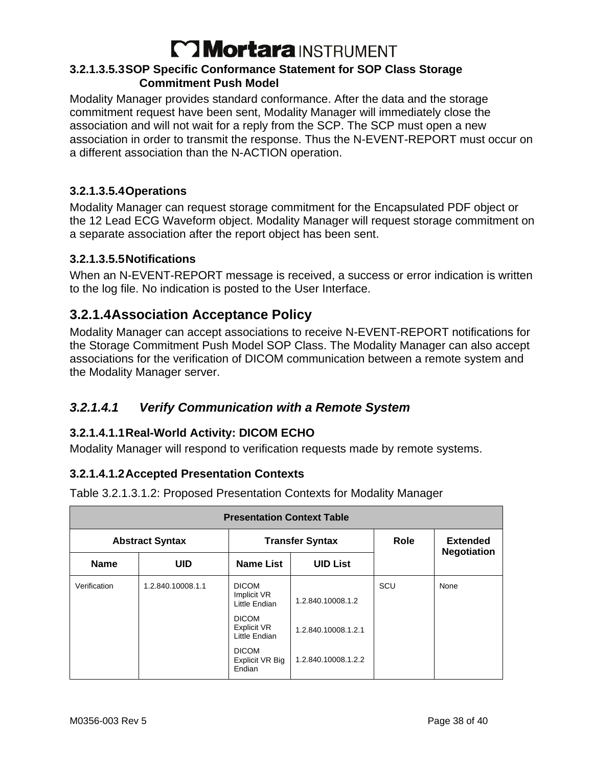#### 3.2.1.3.5.3 SOP Specific Conformance Statement for SOP Class Storage Commitment Push Model

Modality Manager provides standard conformance. After the data and the storage commitment request have been sent, Modality Manager will immediately close the association and will not wait for a reply from the SCP. The SCP must open a new association in order to transmit the response. Thus the N-EVENT-REPORT must occur on a different association than the N-ACTION operation.

#### 3.2.1.3.5.4 Operations

Modality Manager can request storage commitment for the Encapsulated PDF object or the 12 Lead ECG Waveform object. Modality Manager will request storage commitment on a separate association after the report object has been sent.

#### 3.2.1.3.5.5 Notifications

When an N-EVENT-REPORT message is received, a success or error indication is written to the log file. No indication is posted to the User Interface.

### 3.2.1.4 Association Acceptance Policy

Modality Manager can accept associations to receive N-EVENT-REPORT notifications for the Storage Commitment Push Model SOP Class. The Modality Manager can also accept associations for the verification of DICOM communication between a remote system and the Modality Manager server.

### *3.2.1.4.1 Verify Communication with a Remote System*

#### 3.2.1.4.1.1 Real-World Activity: DICOM ECHO

Modality Manager will respond to verification requests made by remote systems.

#### 3.2.1.4.1.2 Accepted Presentation Contexts

Table 3.2.1.3.1.2: Proposed Presentation Contexts for Modality Manager

| Presentation Context Table | | | | | |
|---|---|---|---|---|---|
| Abstract Syntax | | Transfer Syntax | | Role | Extended Negotiation |
| Name | UID | Name List | UID List | | |
| Verification | 1.2.840.10008.1.1 | DICOM Implicit VR Little Endian | 1.2.840.10008.1.2 | SCU | None |
| | | DICOM Explicit VR Little Endian | 1.2.840.10008.1.2.1 | | |
| | | DICOM Explicit VR Big Endian | 1.2.840.10008.1.2.2 | | |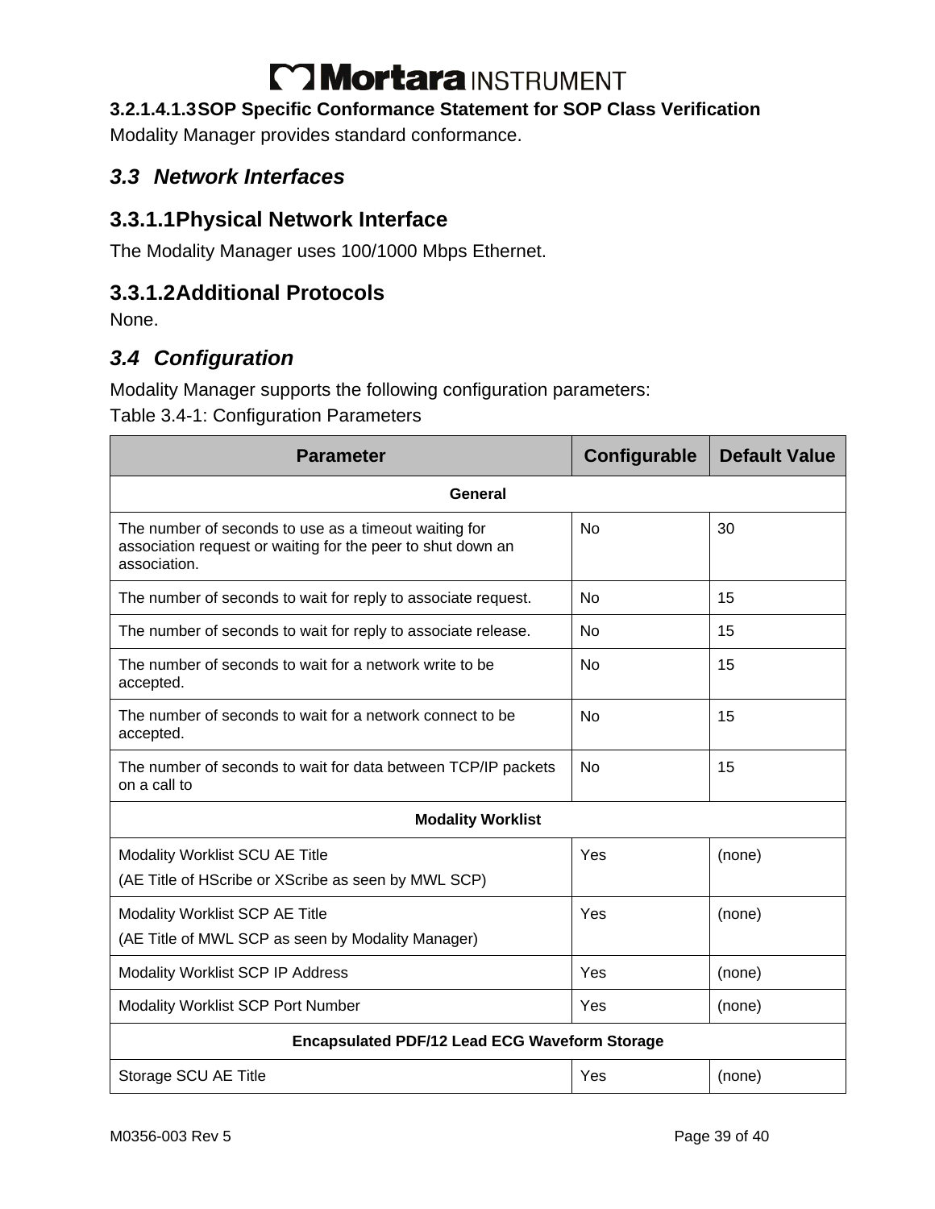#### 3.2.1.4.1.3 SOP Specific Conformance Statement for SOP Class Verification

Modality Manager provides standard conformance.

## *3.3 Network Interfaces*

### 3.3.1.1 Physical Network Interface

The Modality Manager uses 100/1000 Mbps Ethernet.

### 3.3.1.2 Additional Protocols

None.

## *3.4 Configuration*

Modality Manager supports the following configuration parameters:

Table 3.4-1: Configuration Parameters

| Parameter | Configurable | Default Value |
|---|---|---|
| **General** | | |
| The number of seconds to use as a timeout waiting for association request or waiting for the peer to shut down an association. | No | 30 |
| The number of seconds to wait for reply to associate request. | No | 15 |
| The number of seconds to wait for reply to associate release. | No | 15 |
| The number of seconds to wait for a network write to be accepted. | No | 15 |
| The number of seconds to wait for a network connect to be accepted. | No | 15 |
| The number of seconds to wait for data between TCP/IP packets on a call to | No | 15 |
| **Modality Worklist** | | |
| Modality Worklist SCU AE Title (AE Title of HScribe or XScribe as seen by MWL SCP) | Yes | (none) |
| Modality Worklist SCP AE Title (AE Title of MWL SCP as seen by Modality Manager) | Yes | (none) |
| Modality Worklist SCP IP Address | Yes | (none) |
| Modality Worklist SCP Port Number | Yes | (none) |
| **Encapsulated PDF/12 Lead ECG Waveform Storage** | | |
| Storage SCU AE Title | Yes | (none) |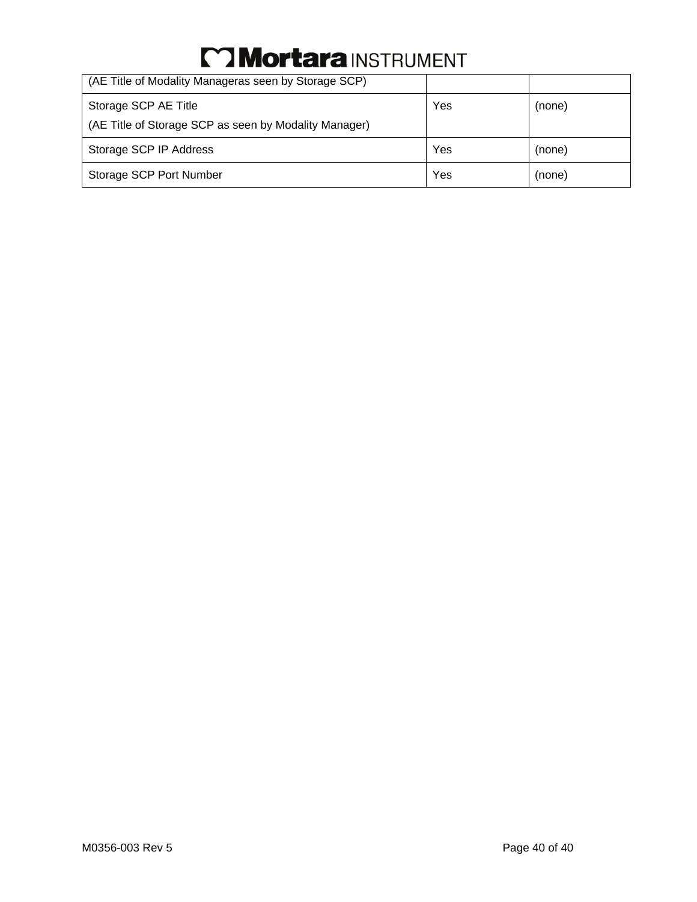| | | |
|---|---|---|
| (AE Title of Modality Manageras seen by Storage SCP) | | |
| Storage SCP AE Title<br>(AE Title of Storage SCP as seen by Modality Manager) | Yes | (none) |
| Storage SCP IP Address | Yes | (none) |
| Storage SCP Port Number | Yes | (none) |